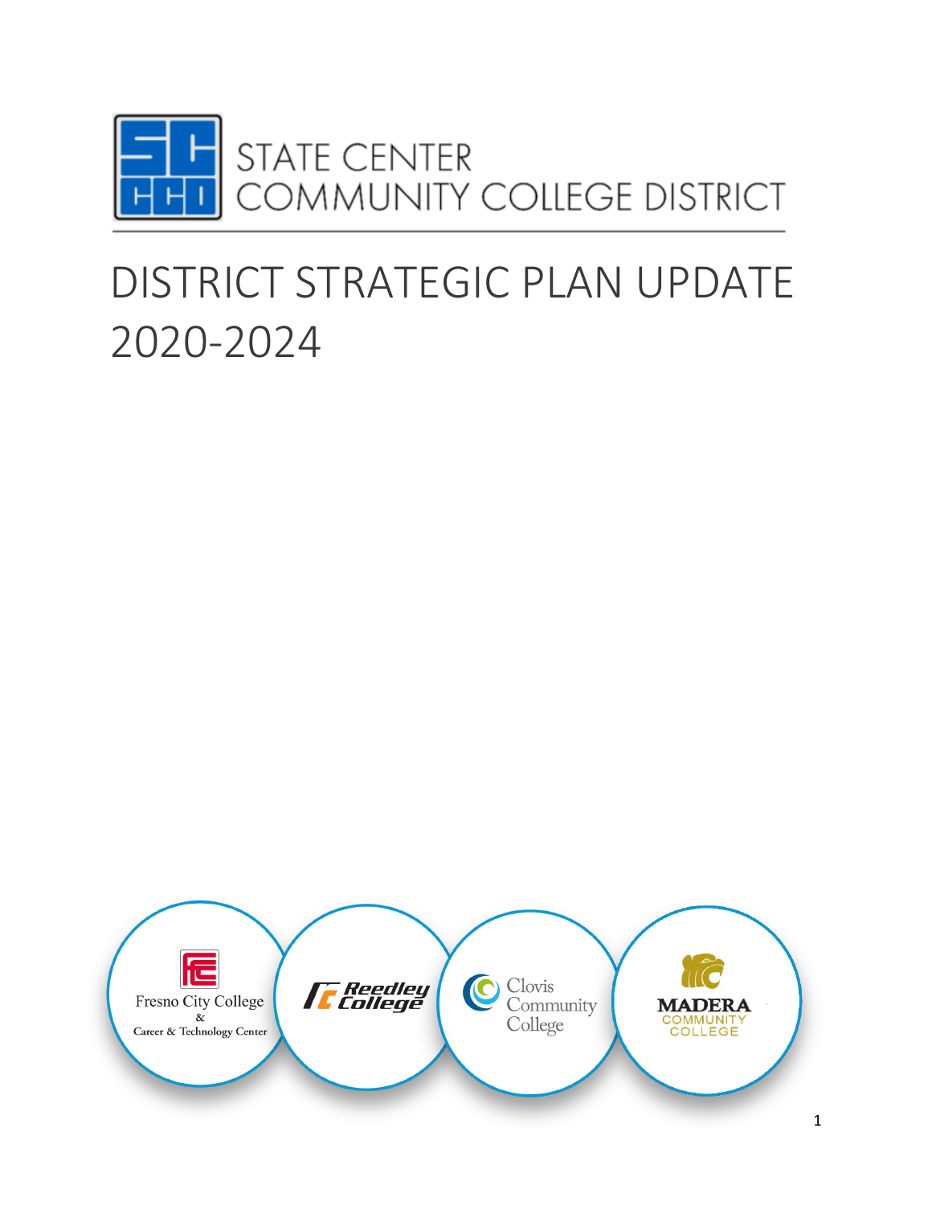STATE CENTER
COMMUNITY COLLEGE DISTRICT

# DISTRICT STRATEGIC PLAN UPDATE 2020-2024

Fresno City College & Career & Technology Center

Reedley College

Clovis Community College

MADERA COMMUNITY COLLEGE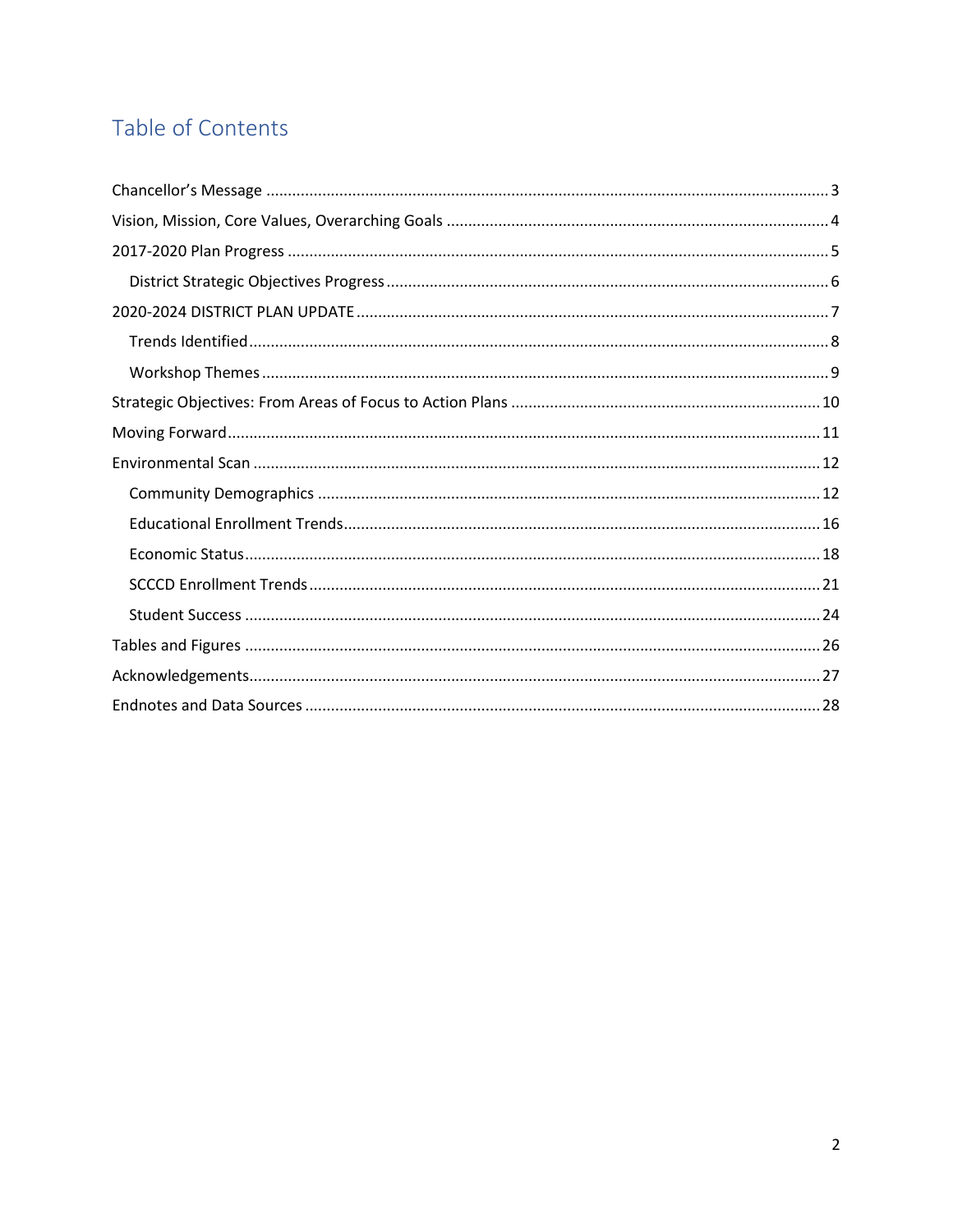# Table of Contents

- Chancellor's Message ........ 3
- Vision, Mission, Core Values, Overarching Goals ........ 4
- 2017-2020 Plan Progress ........ 5
  - District Strategic Objectives Progress ........ 6
- 2020-2024 DISTRICT PLAN UPDATE ........ 7
  - Trends Identified ........ 8
  - Workshop Themes ........ 9
- Strategic Objectives: From Areas of Focus to Action Plans ........ 10
- Moving Forward ........ 11
- Environmental Scan ........ 12
  - Community Demographics ........ 12
  - Educational Enrollment Trends ........ 16
  - Economic Status ........ 18
  - SCCCD Enrollment Trends ........ 21
  - Student Success ........ 24
- Tables and Figures ........ 26
- Acknowledgements ........ 27
- Endnotes and Data Sources ........ 28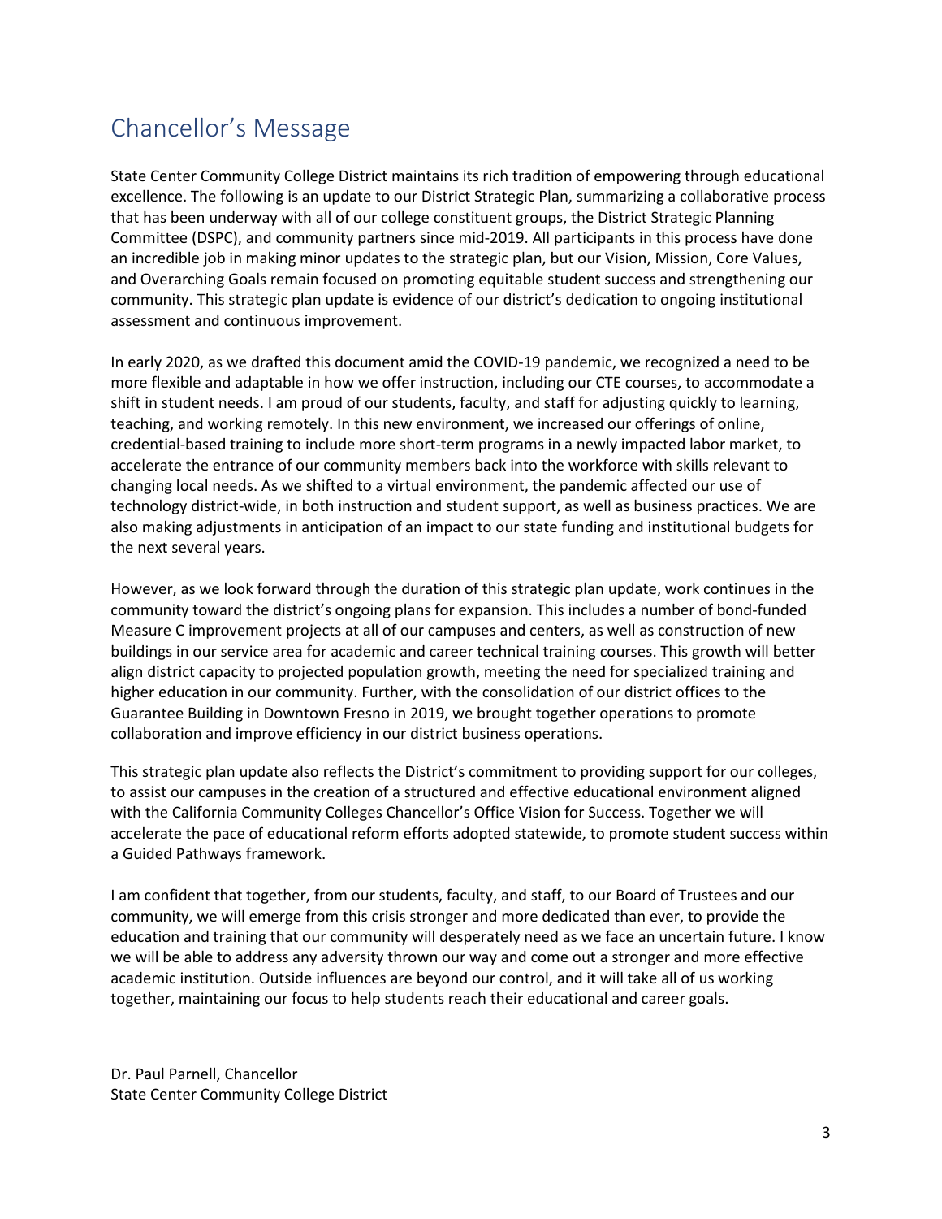# Chancellor's Message

State Center Community College District maintains its rich tradition of empowering through educational excellence. The following is an update to our District Strategic Plan, summarizing a collaborative process that has been underway with all of our college constituent groups, the District Strategic Planning Committee (DSPC), and community partners since mid-2019. All participants in this process have done an incredible job in making minor updates to the strategic plan, but our Vision, Mission, Core Values, and Overarching Goals remain focused on promoting equitable student success and strengthening our community. This strategic plan update is evidence of our district's dedication to ongoing institutional assessment and continuous improvement.

In early 2020, as we drafted this document amid the COVID-19 pandemic, we recognized a need to be more flexible and adaptable in how we offer instruction, including our CTE courses, to accommodate a shift in student needs. I am proud of our students, faculty, and staff for adjusting quickly to learning, teaching, and working remotely. In this new environment, we increased our offerings of online, credential-based training to include more short-term programs in a newly impacted labor market, to accelerate the entrance of our community members back into the workforce with skills relevant to changing local needs. As we shifted to a virtual environment, the pandemic affected our use of technology district-wide, in both instruction and student support, as well as business practices. We are also making adjustments in anticipation of an impact to our state funding and institutional budgets for the next several years.

However, as we look forward through the duration of this strategic plan update, work continues in the community toward the district's ongoing plans for expansion. This includes a number of bond-funded Measure C improvement projects at all of our campuses and centers, as well as construction of new buildings in our service area for academic and career technical training courses. This growth will better align district capacity to projected population growth, meeting the need for specialized training and higher education in our community. Further, with the consolidation of our district offices to the Guarantee Building in Downtown Fresno in 2019, we brought together operations to promote collaboration and improve efficiency in our district business operations.

This strategic plan update also reflects the District's commitment to providing support for our colleges, to assist our campuses in the creation of a structured and effective educational environment aligned with the California Community Colleges Chancellor's Office Vision for Success. Together we will accelerate the pace of educational reform efforts adopted statewide, to promote student success within a Guided Pathways framework.

I am confident that together, from our students, faculty, and staff, to our Board of Trustees and our community, we will emerge from this crisis stronger and more dedicated than ever, to provide the education and training that our community will desperately need as we face an uncertain future. I know we will be able to address any adversity thrown our way and come out a stronger and more effective academic institution. Outside influences are beyond our control, and it will take all of us working together, maintaining our focus to help students reach their educational and career goals.

Dr. Paul Parnell, Chancellor
State Center Community College District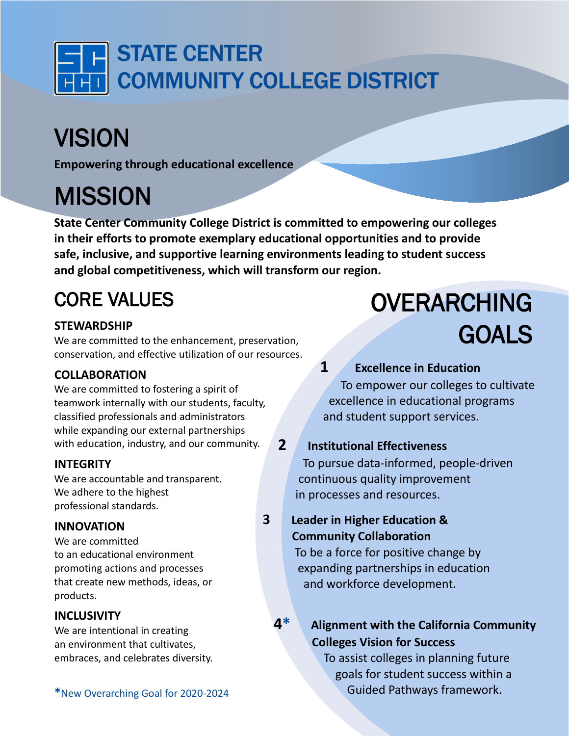# STATE CENTER COMMUNITY COLLEGE DISTRICT

## VISION

**Empowering through educational excellence**

## MISSION

**State Center Community College District is committed to empowering our colleges in their efforts to promote exemplary educational opportunities and to provide safe, inclusive, and supportive learning environments leading to student success and global competitiveness, which will transform our region.**

## CORE VALUES

**STEWARDSHIP**
We are committed to the enhancement, preservation, conservation, and effective utilization of our resources.

**COLLABORATION**
We are committed to fostering a spirit of teamwork internally with our students, faculty, classified professionals and administrators while expanding our external partnerships with education, industry, and our community.

**INTEGRITY**
We are accountable and transparent. We adhere to the highest professional standards.

**INNOVATION**
We are committed to an educational environment promoting actions and processes that create new methods, ideas, or products.

**INCLUSIVITY**
We are intentional in creating an environment that cultivates, embraces, and celebrates diversity.

## OVERARCHING GOALS

1. **Excellence in Education**
   To empower our colleges to cultivate excellence in educational programs and student support services.

2. **Institutional Effectiveness**
   To pursue data-informed, people-driven continuous quality improvement in processes and resources.

3. **Leader in Higher Education & Community Collaboration**
   To be a force for positive change by expanding partnerships in education and workforce development.

4. * **Alignment with the California Community Colleges Vision for Success**
   To assist colleges in planning future goals for student success within a Guided Pathways framework.

*New Overarching Goal for 2020-2024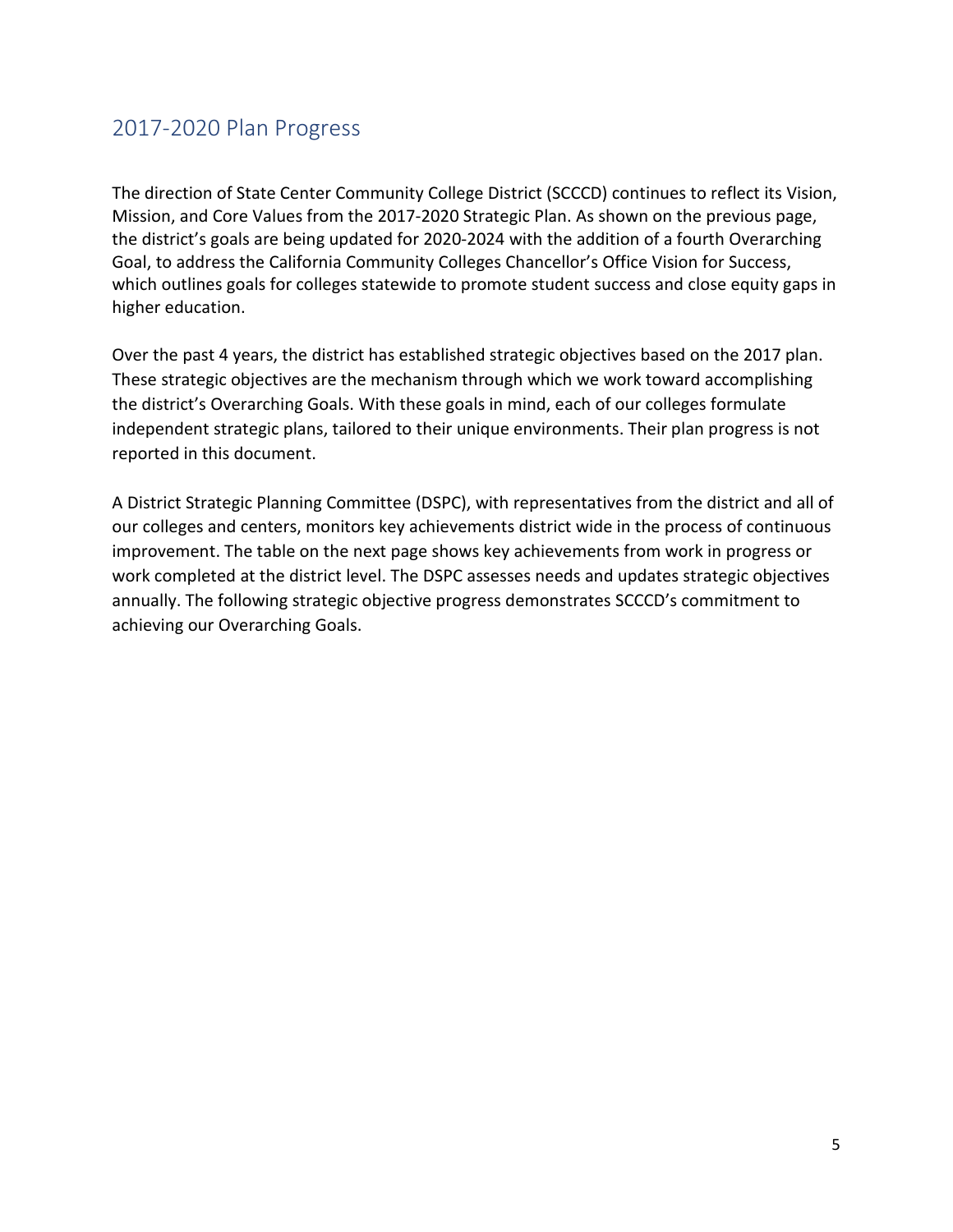## 2017-2020 Plan Progress

The direction of State Center Community College District (SCCCD) continues to reflect its Vision, Mission, and Core Values from the 2017-2020 Strategic Plan. As shown on the previous page, the district's goals are being updated for 2020-2024 with the addition of a fourth Overarching Goal, to address the California Community Colleges Chancellor's Office Vision for Success, which outlines goals for colleges statewide to promote student success and close equity gaps in higher education.

Over the past 4 years, the district has established strategic objectives based on the 2017 plan. These strategic objectives are the mechanism through which we work toward accomplishing the district's Overarching Goals. With these goals in mind, each of our colleges formulate independent strategic plans, tailored to their unique environments. Their plan progress is not reported in this document.

A District Strategic Planning Committee (DSPC), with representatives from the district and all of our colleges and centers, monitors key achievements district wide in the process of continuous improvement. The table on the next page shows key achievements from work in progress or work completed at the district level. The DSPC assesses needs and updates strategic objectives annually. The following strategic objective progress demonstrates SCCCD's commitment to achieving our Overarching Goals.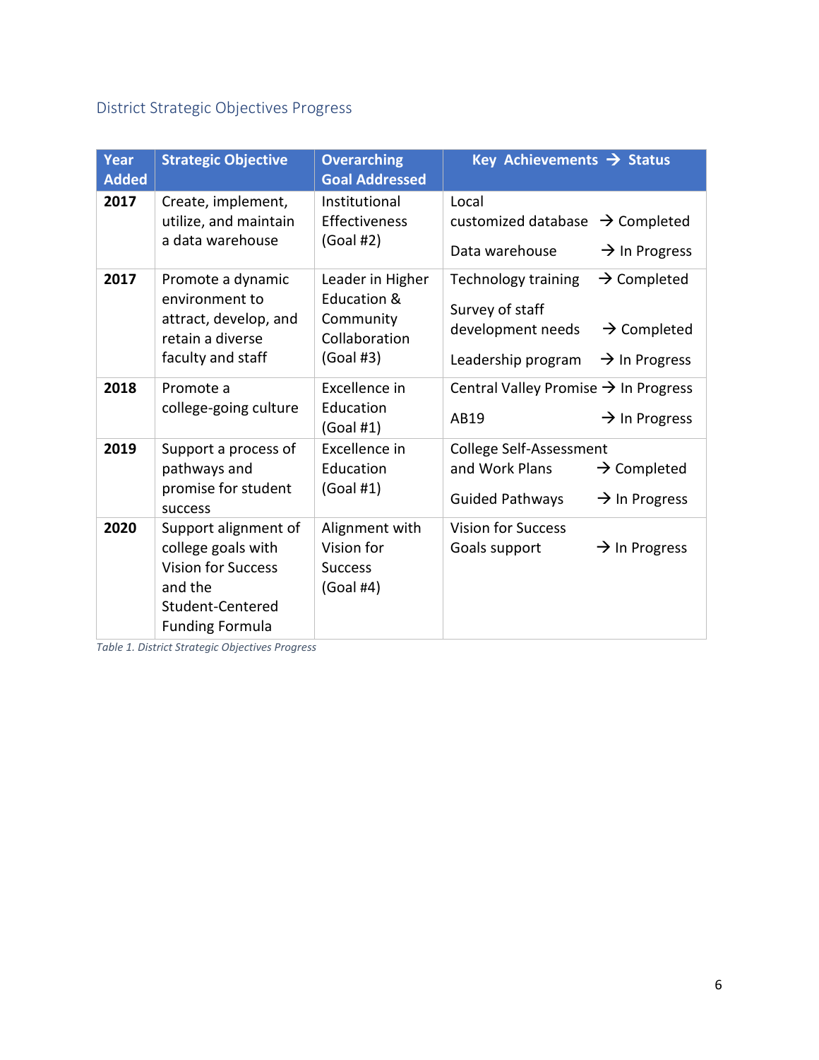## District Strategic Objectives Progress

| Year Added | Strategic Objective | Overarching Goal Addressed | Key Achievements → Status |
|---|---|---|---|
| **2017** | Create, implement, utilize, and maintain a data warehouse | Institutional Effectiveness (Goal #2) | Local customized database → Completed<br>Data warehouse → In Progress |
| **2017** | Promote a dynamic environment to attract, develop, and retain a diverse faculty and staff | Leader in Higher Education & Community Collaboration (Goal #3) | Technology training → Completed<br>Survey of staff development needs → Completed<br>Leadership program → In Progress |
| **2018** | Promote a college-going culture | Excellence in Education (Goal #1) | Central Valley Promise → In Progress<br>AB19 → In Progress |
| **2019** | Support a process of pathways and promise for student success | Excellence in Education (Goal #1) | College Self-Assessment and Work Plans → Completed<br>Guided Pathways → In Progress |
| **2020** | Support alignment of college goals with Vision for Success and the Student-Centered Funding Formula | Alignment with Vision for Success (Goal #4) | Vision for Success Goals support → In Progress |

*Table 1. District Strategic Objectives Progress*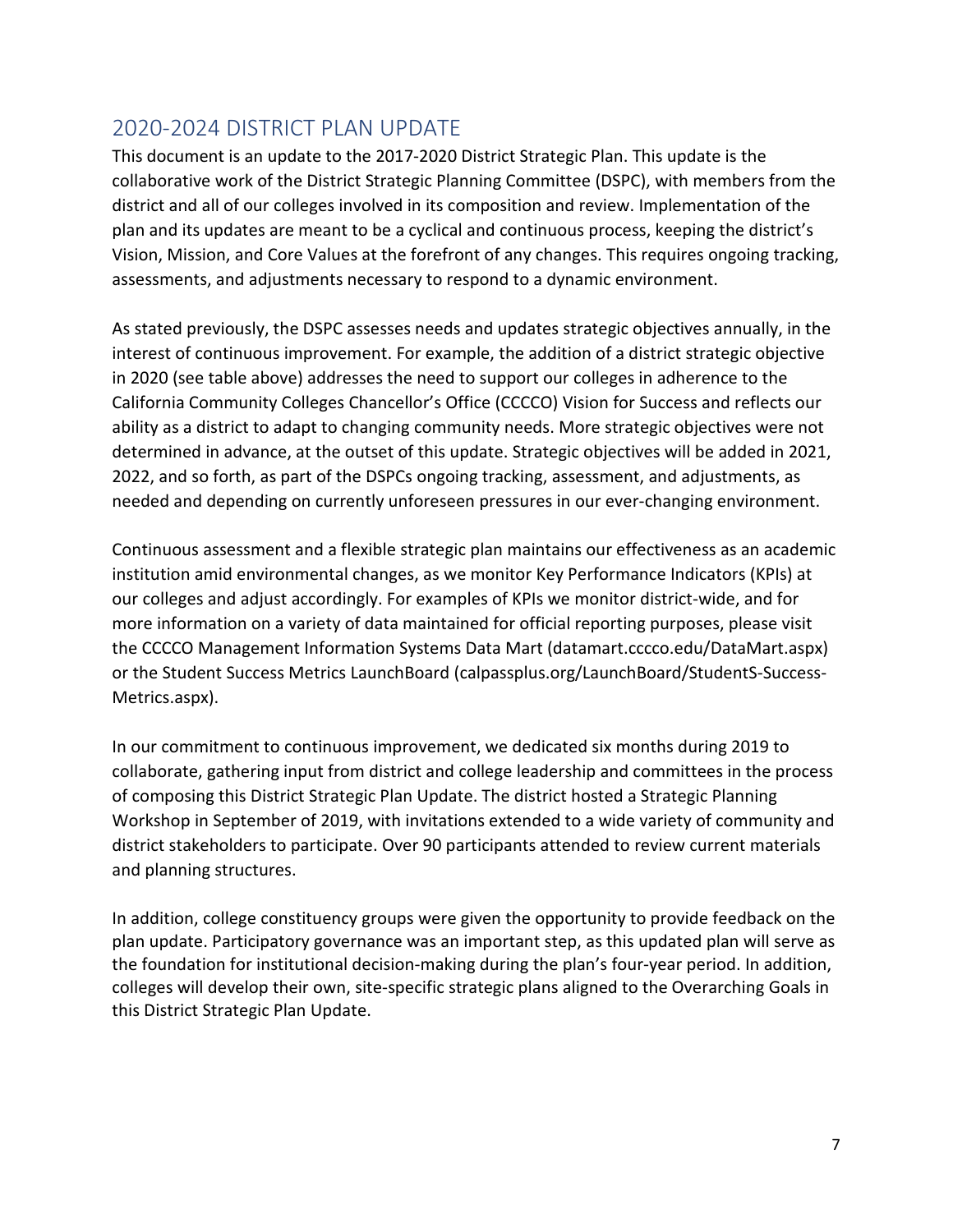## 2020-2024 DISTRICT PLAN UPDATE

This document is an update to the 2017-2020 District Strategic Plan. This update is the collaborative work of the District Strategic Planning Committee (DSPC), with members from the district and all of our colleges involved in its composition and review. Implementation of the plan and its updates are meant to be a cyclical and continuous process, keeping the district's Vision, Mission, and Core Values at the forefront of any changes. This requires ongoing tracking, assessments, and adjustments necessary to respond to a dynamic environment.

As stated previously, the DSPC assesses needs and updates strategic objectives annually, in the interest of continuous improvement. For example, the addition of a district strategic objective in 2020 (see table above) addresses the need to support our colleges in adherence to the California Community Colleges Chancellor's Office (CCCCO) Vision for Success and reflects our ability as a district to adapt to changing community needs. More strategic objectives were not determined in advance, at the outset of this update. Strategic objectives will be added in 2021, 2022, and so forth, as part of the DSPCs ongoing tracking, assessment, and adjustments, as needed and depending on currently unforeseen pressures in our ever-changing environment.

Continuous assessment and a flexible strategic plan maintains our effectiveness as an academic institution amid environmental changes, as we monitor Key Performance Indicators (KPIs) at our colleges and adjust accordingly. For examples of KPIs we monitor district-wide, and for more information on a variety of data maintained for official reporting purposes, please visit the CCCCO Management Information Systems Data Mart (datamart.cccco.edu/DataMart.aspx) or the Student Success Metrics LaunchBoard (calpassplus.org/LaunchBoard/StudentS-Success-Metrics.aspx).

In our commitment to continuous improvement, we dedicated six months during 2019 to collaborate, gathering input from district and college leadership and committees in the process of composing this District Strategic Plan Update. The district hosted a Strategic Planning Workshop in September of 2019, with invitations extended to a wide variety of community and district stakeholders to participate. Over 90 participants attended to review current materials and planning structures.

In addition, college constituency groups were given the opportunity to provide feedback on the plan update. Participatory governance was an important step, as this updated plan will serve as the foundation for institutional decision-making during the plan's four-year period. In addition, colleges will develop their own, site-specific strategic plans aligned to the Overarching Goals in this District Strategic Plan Update.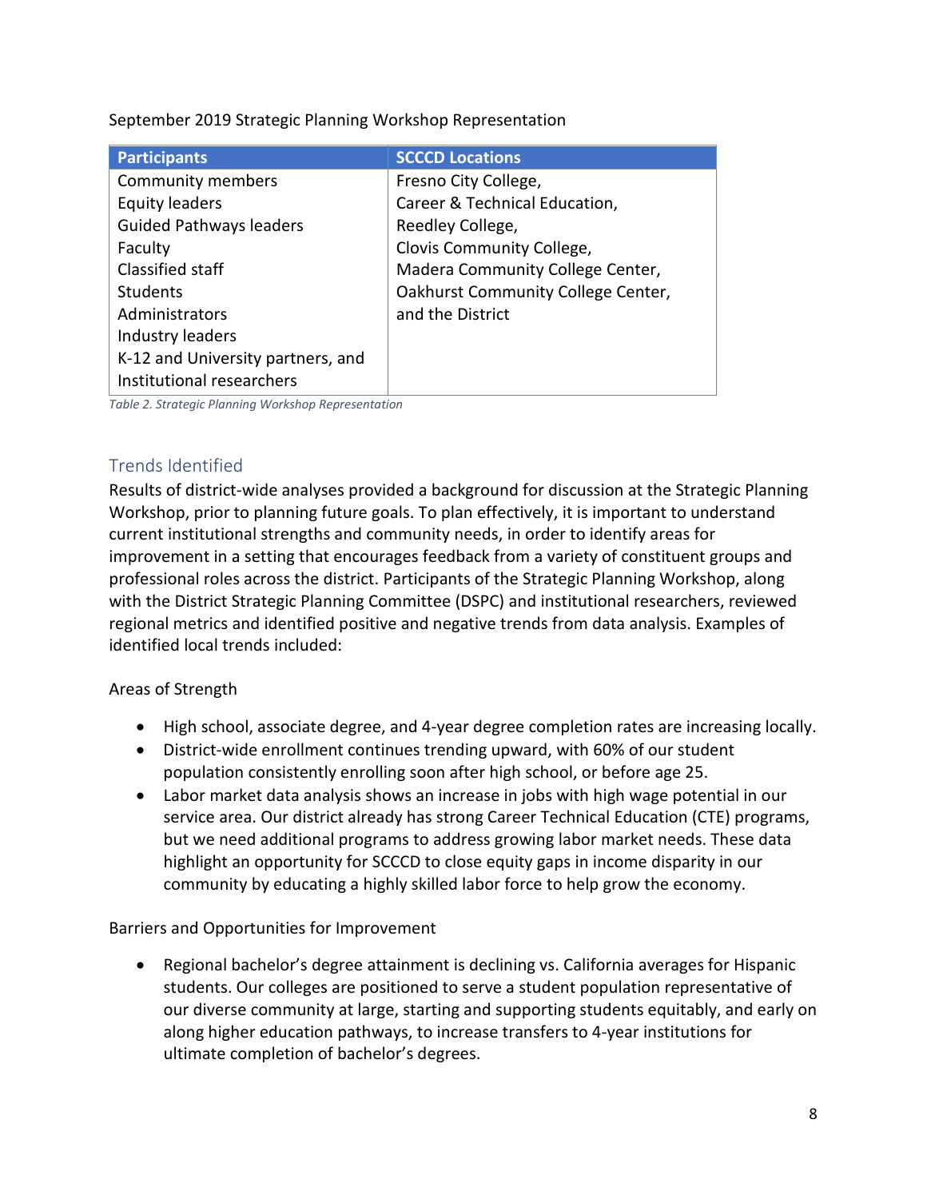September 2019 Strategic Planning Workshop Representation

| Participants | SCCCD Locations |
| --- | --- |
| Community members<br>Equity leaders<br>Guided Pathways leaders<br>Faculty<br>Classified staff<br>Students<br>Administrators<br>Industry leaders<br>K-12 and University partners, and<br>Institutional researchers | Fresno City College,<br>Career & Technical Education,<br>Reedley College,<br>Clovis Community College,<br>Madera Community College Center,<br>Oakhurst Community College Center,<br>and the District |

*Table 2. Strategic Planning Workshop Representation*

## Trends Identified

Results of district-wide analyses provided a background for discussion at the Strategic Planning Workshop, prior to planning future goals. To plan effectively, it is important to understand current institutional strengths and community needs, in order to identify areas for improvement in a setting that encourages feedback from a variety of constituent groups and professional roles across the district. Participants of the Strategic Planning Workshop, along with the District Strategic Planning Committee (DSPC) and institutional researchers, reviewed regional metrics and identified positive and negative trends from data analysis. Examples of identified local trends included:

Areas of Strength

- High school, associate degree, and 4-year degree completion rates are increasing locally.
- District-wide enrollment continues trending upward, with 60% of our student population consistently enrolling soon after high school, or before age 25.
- Labor market data analysis shows an increase in jobs with high wage potential in our service area. Our district already has strong Career Technical Education (CTE) programs, but we need additional programs to address growing labor market needs. These data highlight an opportunity for SCCCD to close equity gaps in income disparity in our community by educating a highly skilled labor force to help grow the economy.

Barriers and Opportunities for Improvement

- Regional bachelor's degree attainment is declining vs. California averages for Hispanic students. Our colleges are positioned to serve a student population representative of our diverse community at large, starting and supporting students equitably, and early on along higher education pathways, to increase transfers to 4-year institutions for ultimate completion of bachelor's degrees.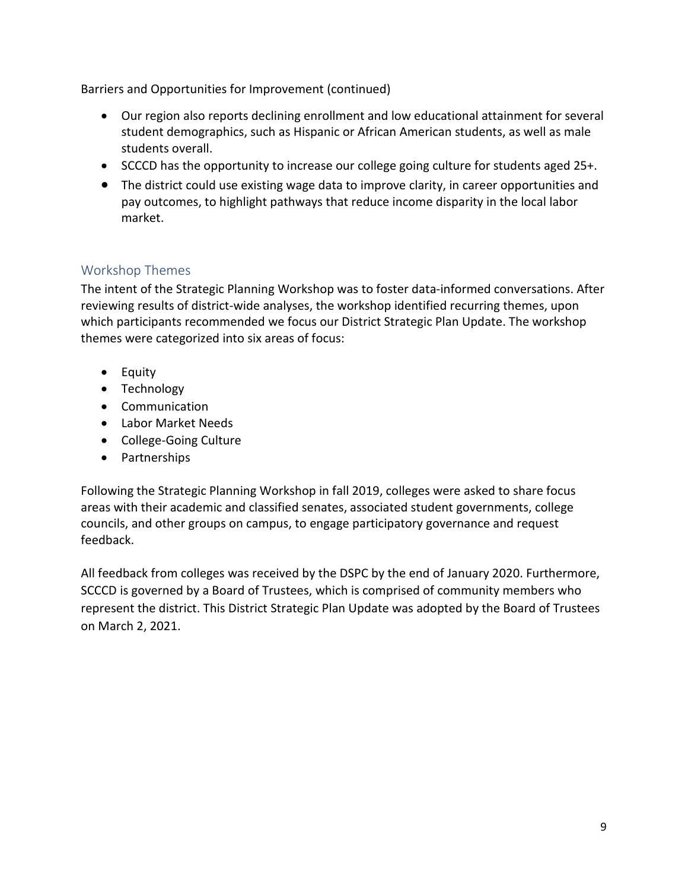Barriers and Opportunities for Improvement (continued)

- Our region also reports declining enrollment and low educational attainment for several student demographics, such as Hispanic or African American students, as well as male students overall.
- SCCCD has the opportunity to increase our college going culture for students aged 25+.
- The district could use existing wage data to improve clarity, in career opportunities and pay outcomes, to highlight pathways that reduce income disparity in the local labor market.

## Workshop Themes

The intent of the Strategic Planning Workshop was to foster data-informed conversations. After reviewing results of district-wide analyses, the workshop identified recurring themes, upon which participants recommended we focus our District Strategic Plan Update. The workshop themes were categorized into six areas of focus:

- Equity
- Technology
- Communication
- Labor Market Needs
- College-Going Culture
- Partnerships

Following the Strategic Planning Workshop in fall 2019, colleges were asked to share focus areas with their academic and classified senates, associated student governments, college councils, and other groups on campus, to engage participatory governance and request feedback.

All feedback from colleges was received by the DSPC by the end of January 2020. Furthermore, SCCCD is governed by a Board of Trustees, which is comprised of community members who represent the district. This District Strategic Plan Update was adopted by the Board of Trustees on March 2, 2021.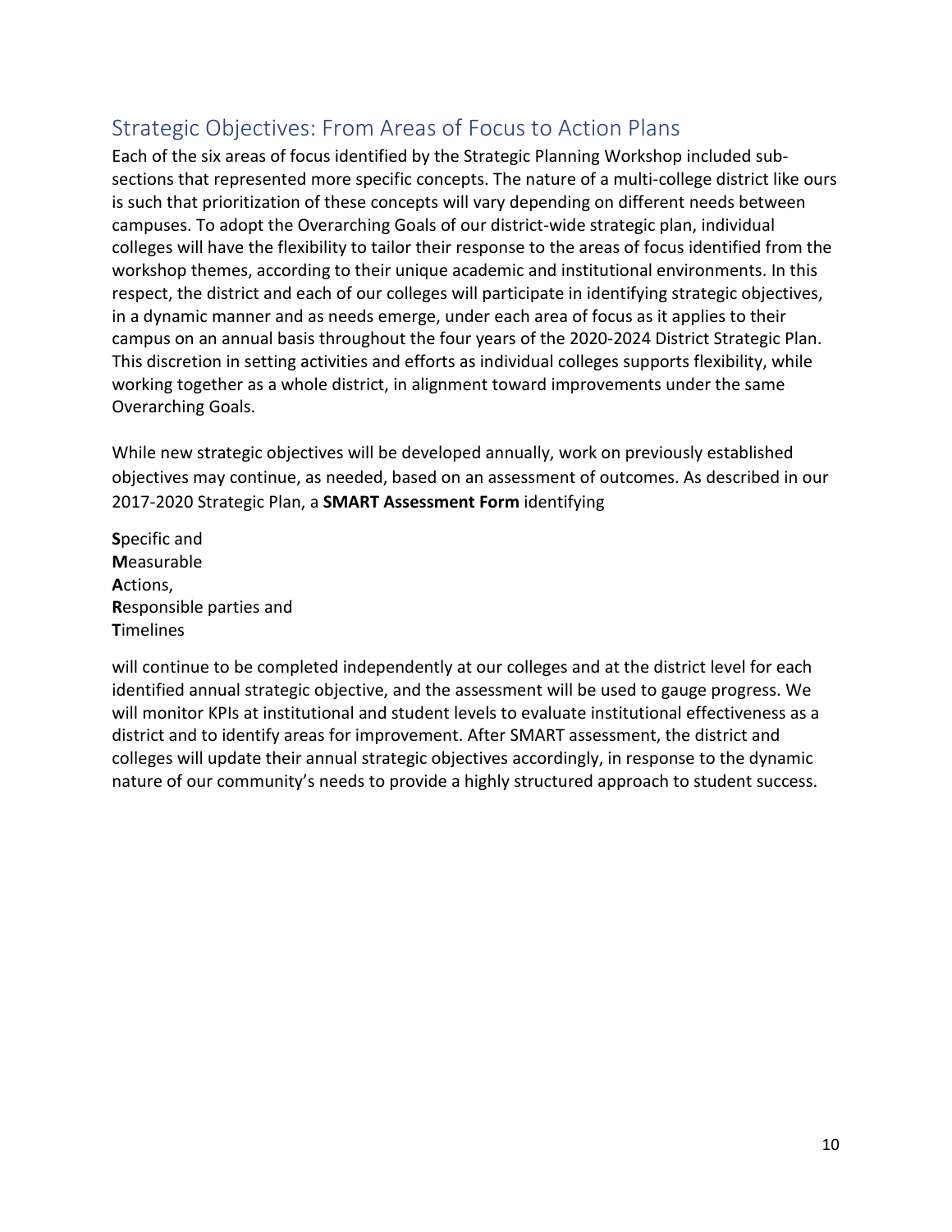## Strategic Objectives: From Areas of Focus to Action Plans

Each of the six areas of focus identified by the Strategic Planning Workshop included sub-sections that represented more specific concepts. The nature of a multi-college district like ours is such that prioritization of these concepts will vary depending on different needs between campuses. To adopt the Overarching Goals of our district-wide strategic plan, individual colleges will have the flexibility to tailor their response to the areas of focus identified from the workshop themes, according to their unique academic and institutional environments. In this respect, the district and each of our colleges will participate in identifying strategic objectives, in a dynamic manner and as needs emerge, under each area of focus as it applies to their campus on an annual basis throughout the four years of the 2020-2024 District Strategic Plan. This discretion in setting activities and efforts as individual colleges supports flexibility, while working together as a whole district, in alignment toward improvements under the same Overarching Goals.

While new strategic objectives will be developed annually, work on previously established objectives may continue, as needed, based on an assessment of outcomes. As described in our 2017-2020 Strategic Plan, a **SMART Assessment Form** identifying

**S**pecific and
**M**easurable
**A**ctions,
**R**esponsible parties and
**T**imelines

will continue to be completed independently at our colleges and at the district level for each identified annual strategic objective, and the assessment will be used to gauge progress. We will monitor KPIs at institutional and student levels to evaluate institutional effectiveness as a district and to identify areas for improvement. After SMART assessment, the district and colleges will update their annual strategic objectives accordingly, in response to the dynamic nature of our community's needs to provide a highly structured approach to student success.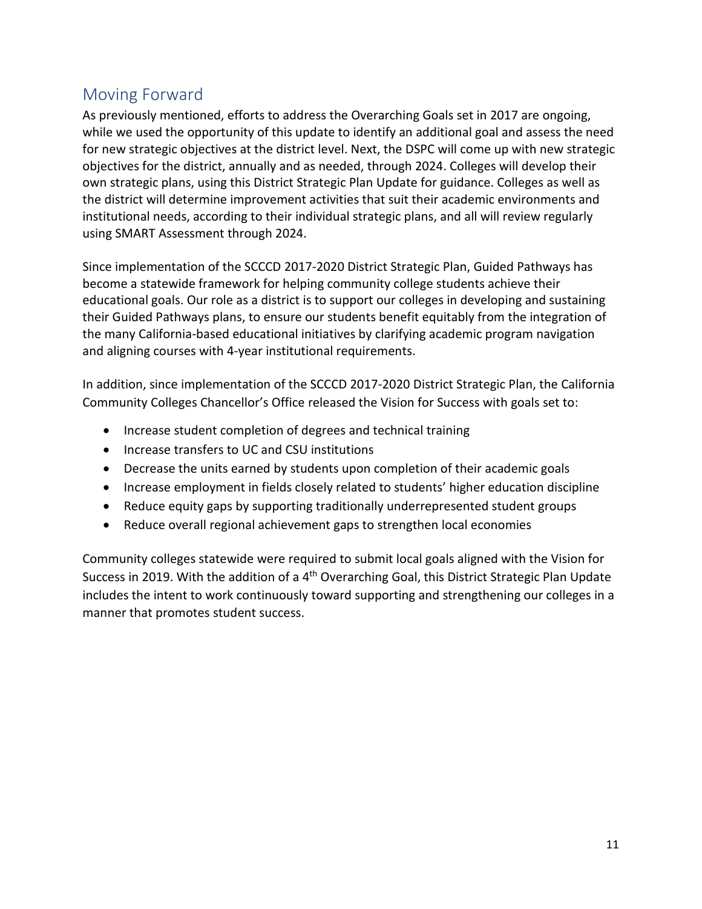## Moving Forward

As previously mentioned, efforts to address the Overarching Goals set in 2017 are ongoing, while we used the opportunity of this update to identify an additional goal and assess the need for new strategic objectives at the district level. Next, the DSPC will come up with new strategic objectives for the district, annually and as needed, through 2024. Colleges will develop their own strategic plans, using this District Strategic Plan Update for guidance. Colleges as well as the district will determine improvement activities that suit their academic environments and institutional needs, according to their individual strategic plans, and all will review regularly using SMART Assessment through 2024.

Since implementation of the SCCCD 2017-2020 District Strategic Plan, Guided Pathways has become a statewide framework for helping community college students achieve their educational goals. Our role as a district is to support our colleges in developing and sustaining their Guided Pathways plans, to ensure our students benefit equitably from the integration of the many California-based educational initiatives by clarifying academic program navigation and aligning courses with 4-year institutional requirements.

In addition, since implementation of the SCCCD 2017-2020 District Strategic Plan, the California Community Colleges Chancellor's Office released the Vision for Success with goals set to:

- Increase student completion of degrees and technical training
- Increase transfers to UC and CSU institutions
- Decrease the units earned by students upon completion of their academic goals
- Increase employment in fields closely related to students' higher education discipline
- Reduce equity gaps by supporting traditionally underrepresented student groups
- Reduce overall regional achievement gaps to strengthen local economies

Community colleges statewide were required to submit local goals aligned with the Vision for Success in 2019. With the addition of a 4th Overarching Goal, this District Strategic Plan Update includes the intent to work continuously toward supporting and strengthening our colleges in a manner that promotes student success.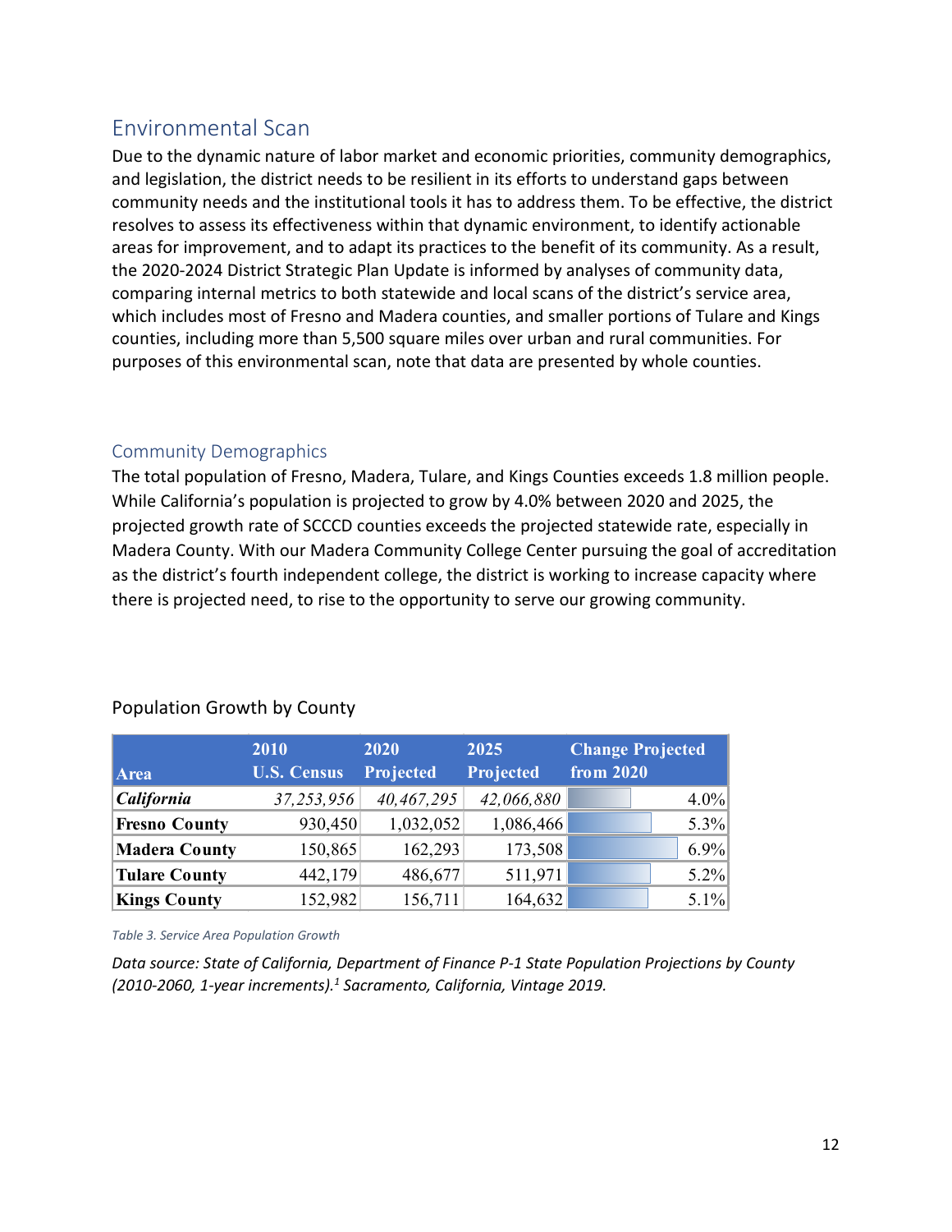## Environmental Scan

Due to the dynamic nature of labor market and economic priorities, community demographics, and legislation, the district needs to be resilient in its efforts to understand gaps between community needs and the institutional tools it has to address them. To be effective, the district resolves to assess its effectiveness within that dynamic environment, to identify actionable areas for improvement, and to adapt its practices to the benefit of its community. As a result, the 2020-2024 District Strategic Plan Update is informed by analyses of community data, comparing internal metrics to both statewide and local scans of the district's service area, which includes most of Fresno and Madera counties, and smaller portions of Tulare and Kings counties, including more than 5,500 square miles over urban and rural communities. For purposes of this environmental scan, note that data are presented by whole counties.

### Community Demographics

The total population of Fresno, Madera, Tulare, and Kings Counties exceeds 1.8 million people. While California's population is projected to grow by 4.0% between 2020 and 2025, the projected growth rate of SCCCD counties exceeds the projected statewide rate, especially in Madera County. With our Madera Community College Center pursuing the goal of accreditation as the district's fourth independent college, the district is working to increase capacity where there is projected need, to rise to the opportunity to serve our growing community.

Population Growth by County

| Area | 2010 U.S. Census | 2020 Projected | 2025 Projected | Change Projected from 2020 |
|---|---|---|---|---|
| *California* | *37,253,956* | *40,467,295* | *42,066,880* | 4.0% |
| **Fresno County** | 930,450 | 1,032,052 | 1,086,466 | 5.3% |
| **Madera County** | 150,865 | 162,293 | 173,508 | 6.9% |
| **Tulare County** | 442,179 | 486,677 | 511,971 | 5.2% |
| **Kings County** | 152,982 | 156,711 | 164,632 | 5.1% |

*Table 3. Service Area Population Growth*

*Data source: State of California, Department of Finance P-1 State Population Projections by County (2010-2060, 1-year increments).[1] Sacramento, California, Vintage 2019.*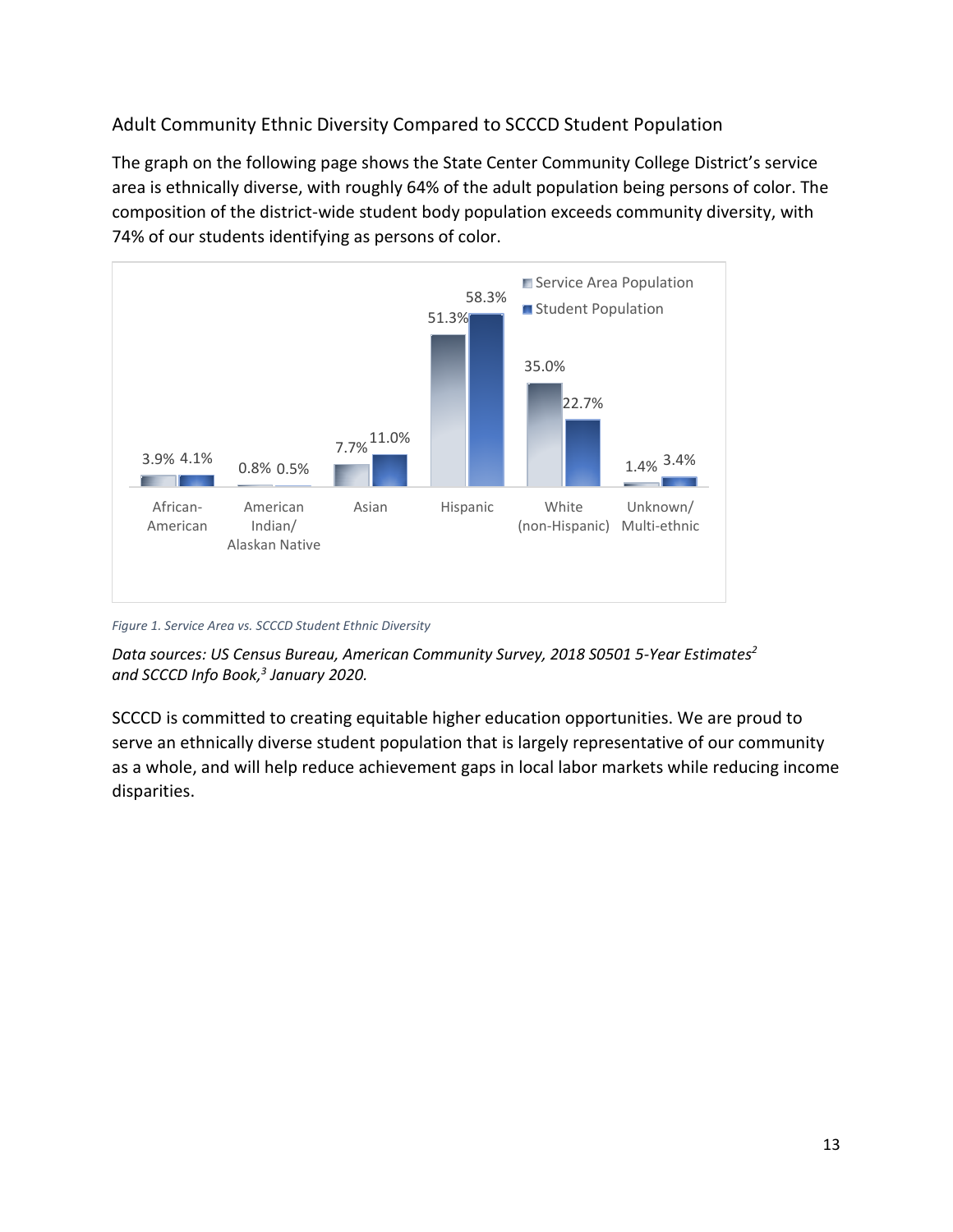### Adult Community Ethnic Diversity Compared to SCCCD Student Population

The graph on the following page shows the State Center Community College District's service area is ethnically diverse, with roughly 64% of the adult population being persons of color. The composition of the district-wide student body population exceeds community diversity, with 74% of our students identifying as persons of color.

| | Service Area Population | Student Population |
|---|---|---|
| African-American | 3.9% | 4.1% |
| American Indian/ Alaskan Native | 0.8% | 0.5% |
| Asian | 7.7% | 11.0% |
| Hispanic | 51.3% | 58.3% |
| White (non-Hispanic) | 35.0% | 22.7% |
| Unknown/ Multi-ethnic | 1.4% | 3.4% |

*Figure 1. Service Area vs. SCCCD Student Ethnic Diversity*

*Data sources: US Census Bureau, American Community Survey, 2018 S0501 5-Year Estimates[2] and SCCCD Info Book,[3] January 2020.*

SCCCD is committed to creating equitable higher education opportunities. We are proud to serve an ethnically diverse student population that is largely representative of our community as a whole, and will help reduce achievement gaps in local labor markets while reducing income disparities.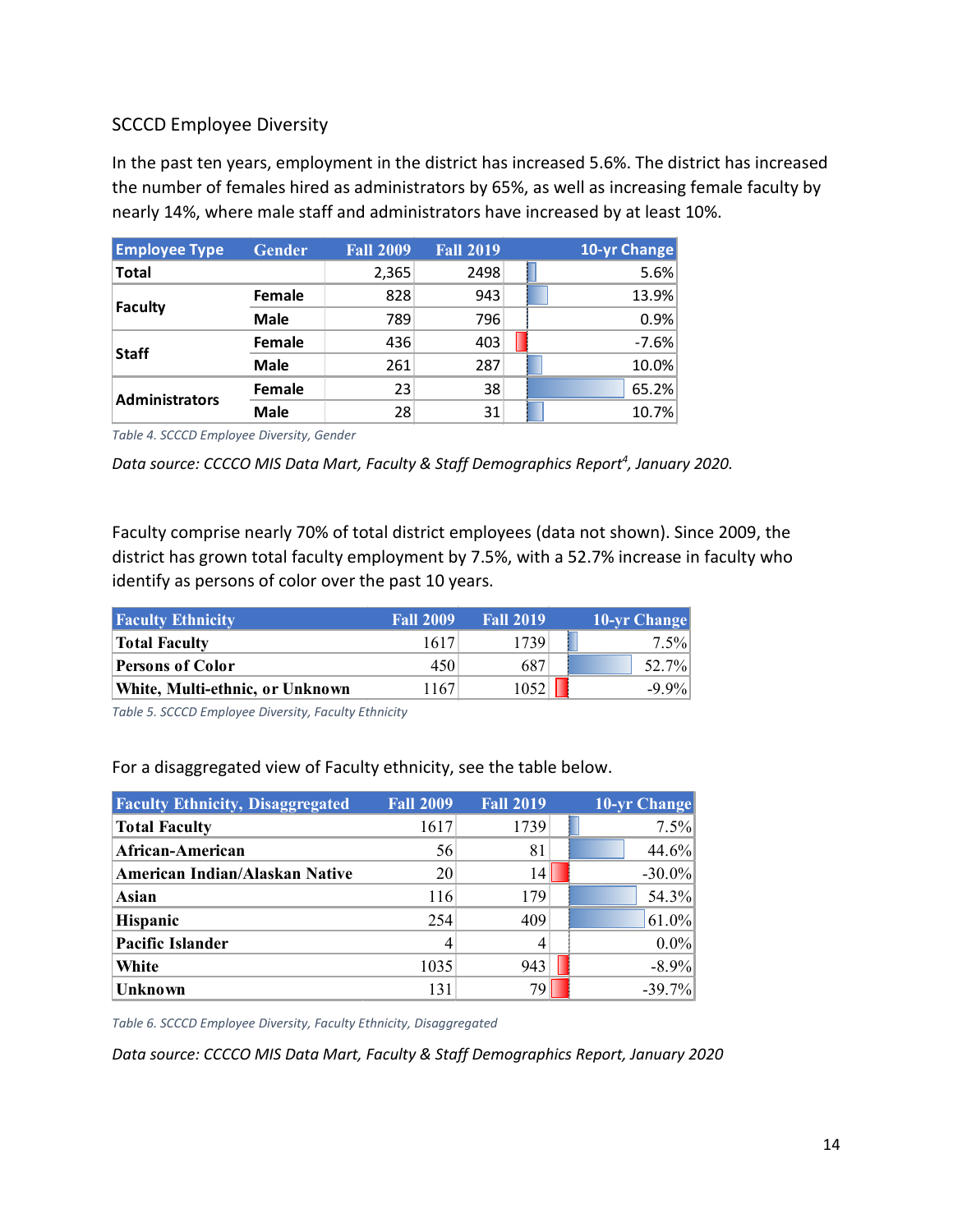## SCCCD Employee Diversity

In the past ten years, employment in the district has increased 5.6%. The district has increased the number of females hired as administrators by 65%, as well as increasing female faculty by nearly 14%, where male staff and administrators have increased by at least 10%.

| Employee Type | Gender | Fall 2009 | Fall 2019 | 10-yr Change |
|---|---|---|---|---|
| **Total** | | 2,365 | 2498 | 5.6% |
| **Faculty** | **Female** | 828 | 943 | 13.9% |
| | **Male** | 789 | 796 | 0.9% |
| **Staff** | **Female** | 436 | 403 | -7.6% |
| | **Male** | 261 | 287 | 10.0% |
| **Administrators** | **Female** | 23 | 38 | 65.2% |
| | **Male** | 28 | 31 | 10.7% |

*Table 4. SCCCD Employee Diversity, Gender*

*Data source: CCCCO MIS Data Mart, Faculty & Staff Demographics Report[4], January 2020.*

Faculty comprise nearly 70% of total district employees (data not shown). Since 2009, the district has grown total faculty employment by 7.5%, with a 52.7% increase in faculty who identify as persons of color over the past 10 years.

| Faculty Ethnicity | Fall 2009 | Fall 2019 | 10-yr Change |
|---|---|---|---|
| **Total Faculty** | 1617 | 1739 | 7.5% |
| **Persons of Color** | 450 | 687 | 52.7% |
| **White, Multi-ethnic, or Unknown** | 1167 | 1052 | -9.9% |

*Table 5. SCCCD Employee Diversity, Faculty Ethnicity*

For a disaggregated view of Faculty ethnicity, see the table below.

| Faculty Ethnicity, Disaggregated | Fall 2009 | Fall 2019 | 10-yr Change |
|---|---|---|---|
| **Total Faculty** | 1617 | 1739 | 7.5% |
| **African-American** | 56 | 81 | 44.6% |
| **American Indian/Alaskan Native** | 20 | 14 | -30.0% |
| **Asian** | 116 | 179 | 54.3% |
| **Hispanic** | 254 | 409 | 61.0% |
| **Pacific Islander** | 4 | 4 | 0.0% |
| **White** | 1035 | 943 | -8.9% |
| **Unknown** | 131 | 79 | -39.7% |

*Table 6. SCCCD Employee Diversity, Faculty Ethnicity, Disaggregated*

*Data source: CCCCO MIS Data Mart, Faculty & Staff Demographics Report, January 2020*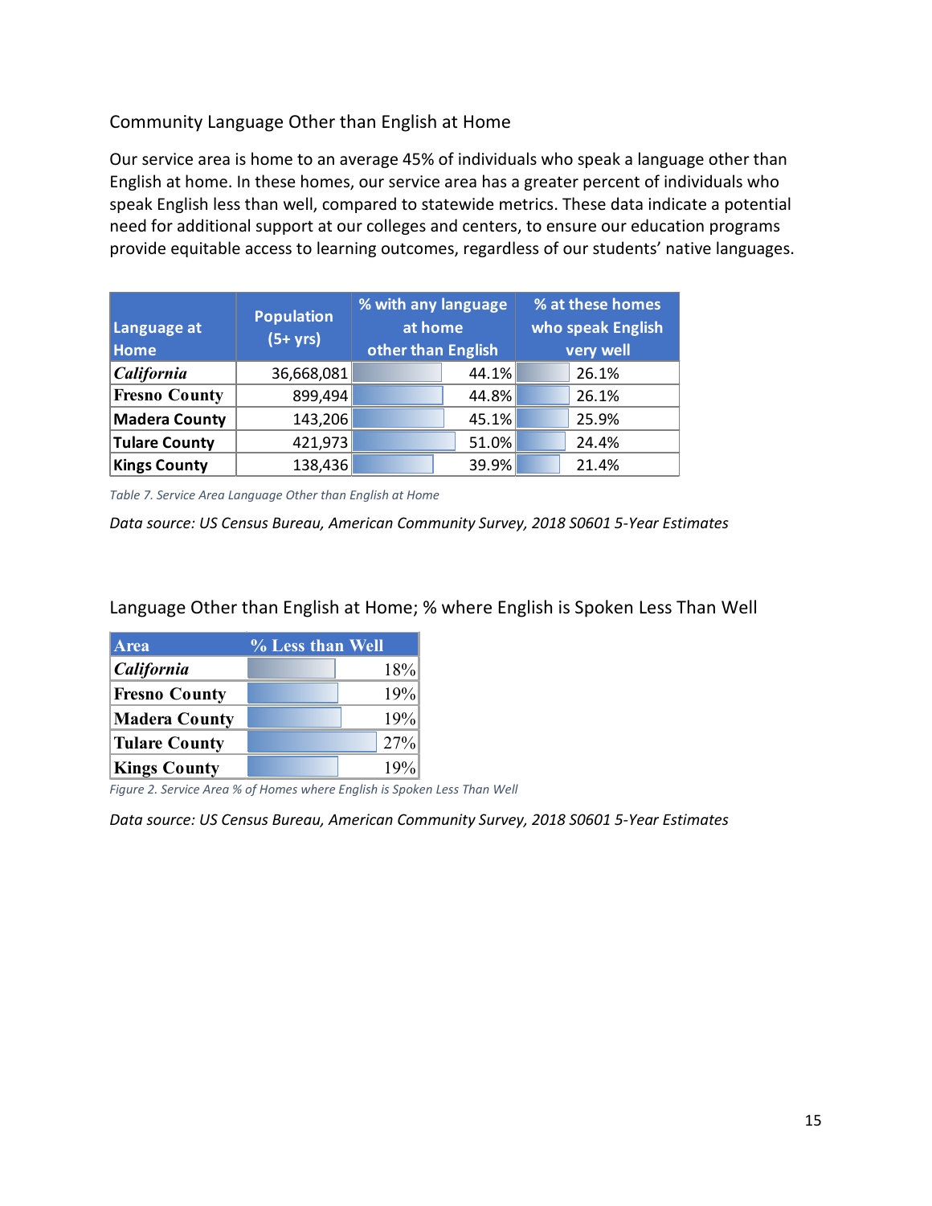## Community Language Other than English at Home

Our service area is home to an average 45% of individuals who speak a language other than English at home. In these homes, our service area has a greater percent of individuals who speak English less than well, compared to statewide metrics. These data indicate a potential need for additional support at our colleges and centers, to ensure our education programs provide equitable access to learning outcomes, regardless of our students' native languages.

| Language at Home | Population (5+ yrs) | % with any language at home other than English | % at these homes who speak English very well |
|---|---|---|---|
| *California* | 36,668,081 | 44.1% | 26.1% |
| Fresno County | 899,494 | 44.8% | 26.1% |
| Madera County | 143,206 | 45.1% | 25.9% |
| Tulare County | 421,973 | 51.0% | 24.4% |
| Kings County | 138,436 | 39.9% | 21.4% |

*Table 7. Service Area Language Other than English at Home*

*Data source: US Census Bureau, American Community Survey, 2018 S0601 5-Year Estimates*

## Language Other than English at Home; % where English is Spoken Less Than Well

| Area | % Less than Well |
|---|---|
| *California* | 18% |
| Fresno County | 19% |
| Madera County | 19% |
| Tulare County | 27% |
| Kings County | 19% |

*Figure 2. Service Area % of Homes where English is Spoken Less Than Well*

*Data source: US Census Bureau, American Community Survey, 2018 S0601 5-Year Estimates*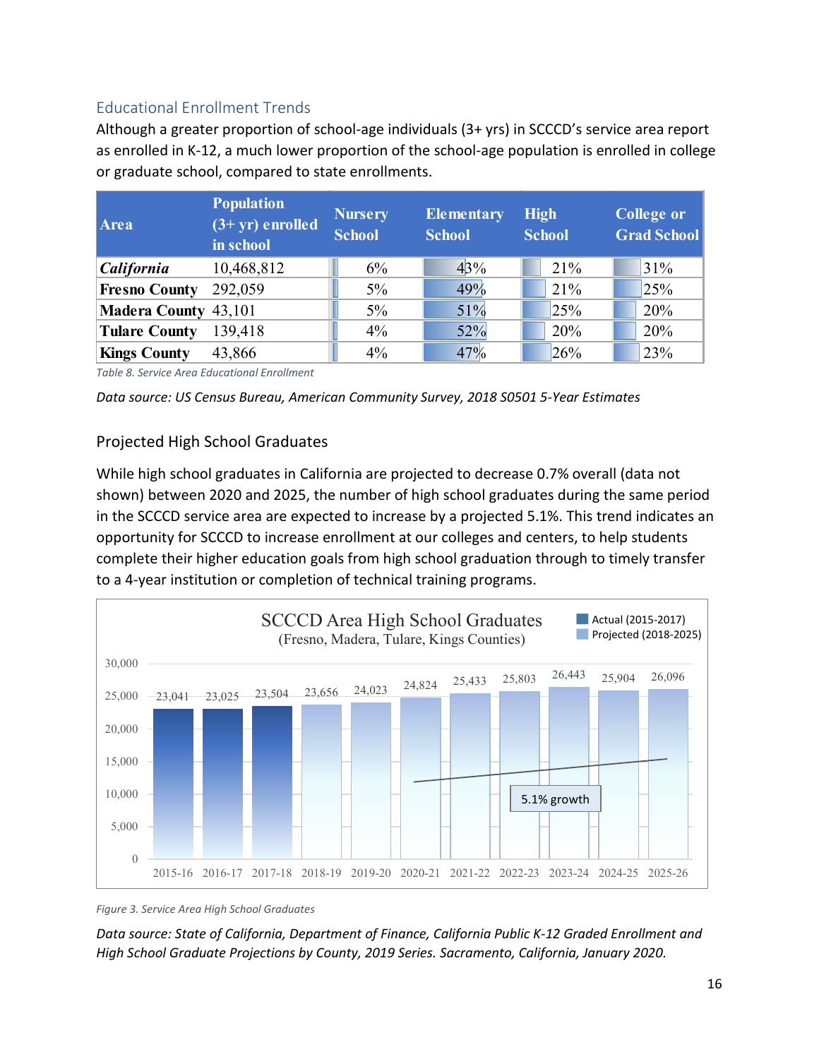## Educational Enrollment Trends

Although a greater proportion of school-age individuals (3+ yrs) in SCCCD's service area report as enrolled in K-12, a much lower proportion of the school-age population is enrolled in college or graduate school, compared to state enrollments.

| Area | Population (3+ yr) enrolled in school | Nursery School | Elementary School | High School | College or Grad School |
|---|---|---|---|---|---|
| ***California*** | 10,468,812 | 6% | 43% | 21% | 31% |
| **Fresno County** | 292,059 | 5% | 49% | 21% | 25% |
| **Madera County** | 43,101 | 5% | 51% | 25% | 20% |
| **Tulare County** | 139,418 | 4% | 52% | 20% | 20% |
| **Kings County** | 43,866 | 4% | 47% | 26% | 23% |

*Table 8. Service Area Educational Enrollment*

*Data source: US Census Bureau, American Community Survey, 2018 S0501 5-Year Estimates*

### Projected High School Graduates

While high school graduates in California are projected to decrease 0.7% overall (data not shown) between 2020 and 2025, the number of high school graduates during the same period in the SCCCD service area are expected to increase by a projected 5.1%. This trend indicates an opportunity for SCCCD to increase enrollment at our colleges and centers, to help students complete their higher education goals from high school graduation through to timely transfer to a 4-year institution or completion of technical training programs.

**SCCCD Area High School Graduates**
(Fresno, Madera, Tulare, Kings Counties)

| Year | Graduates | Type |
|---|---|---|
| 2015-16 | 23,041 | Actual (2015-2017) |
| 2016-17 | 23,025 | Actual (2015-2017) |
| 2017-18 | 23,504 | Actual (2015-2017) |
| 2018-19 | 23,656 | Projected (2018-2025) |
| 2019-20 | 24,023 | Projected (2018-2025) |
| 2020-21 | 24,824 | Projected (2018-2025) |
| 2021-22 | 25,433 | Projected (2018-2025) |
| 2022-23 | 25,803 | Projected (2018-2025) |
| 2023-24 | 26,443 | Projected (2018-2025) |
| 2024-25 | 25,904 | Projected (2018-2025) |
| 2025-26 | 26,096 | Projected (2018-2025) |

5.1% growth

*Figure 3. Service Area High School Graduates*

*Data source: State of California, Department of Finance, California Public K-12 Graded Enrollment and High School Graduate Projections by County, 2019 Series. Sacramento, California, January 2020.*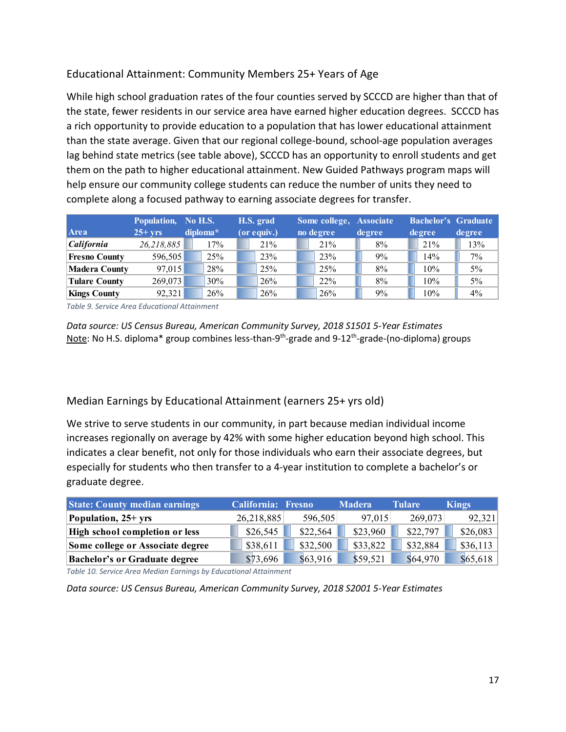## Educational Attainment: Community Members 25+ Years of Age

While high school graduation rates of the four counties served by SCCCD are higher than that of the state, fewer residents in our service area have earned higher education degrees. SCCCD has a rich opportunity to provide education to a population that has lower educational attainment than the state average. Given that our regional college-bound, school-age population averages lag behind state metrics (see table above), SCCCD has an opportunity to enroll students and get them on the path to higher educational attainment. New Guided Pathways program maps will help ensure our community college students can reduce the number of units they need to complete along a focused pathway to earning associate degrees for transfer.

| Area | Population, 25+ yrs | No H.S. diploma* | H.S. grad (or equiv.) | Some college, no degree | Associate degree | Bachelor's degree | Graduate degree |
|---|---|---|---|---|---|---|---|
| *California* | *26,218,885* | 17% | 21% | 21% | 8% | 21% | 13% |
| Fresno County | 596,505 | 25% | 23% | 23% | 9% | 14% | 7% |
| Madera County | 97,015 | 28% | 25% | 25% | 8% | 10% | 5% |
| Tulare County | 269,073 | 30% | 26% | 22% | 8% | 10% | 5% |
| Kings County | 92,321 | 26% | 26% | 26% | 9% | 10% | 4% |

*Table 9. Service Area Educational Attainment*

*Data source: US Census Bureau, American Community Survey, 2018 S1501 5-Year Estimates*

Note: No H.S. diploma* group combines less-than-9th-grade and 9-12th-grade-(no-diploma) groups

## Median Earnings by Educational Attainment (earners 25+ yrs old)

We strive to serve students in our community, in part because median individual income increases regionally on average by 42% with some higher education beyond high school. This indicates a clear benefit, not only for those individuals who earn their associate degrees, but especially for students who then transfer to a 4-year institution to complete a bachelor's or graduate degree.

| State: County median earnings | California: | Fresno | Madera | Tulare | Kings |
|---|---|---|---|---|---|
| **Population, 25+ yrs** | 26,218,885 | 596,505 | 97,015 | 269,073 | 92,321 |
| **High school completion or less** | $26,545 | $22,564 | $23,960 | $22,797 | $26,083 |
| **Some college or Associate degree** | $38,611 | $32,500 | $33,822 | $32,884 | $36,113 |
| **Bachelor's or Graduate degree** | $73,696 | $63,916 | $59,521 | $64,970 | $65,618 |

*Table 10. Service Area Median Earnings by Educational Attainment*

*Data source: US Census Bureau, American Community Survey, 2018 S2001 5-Year Estimates*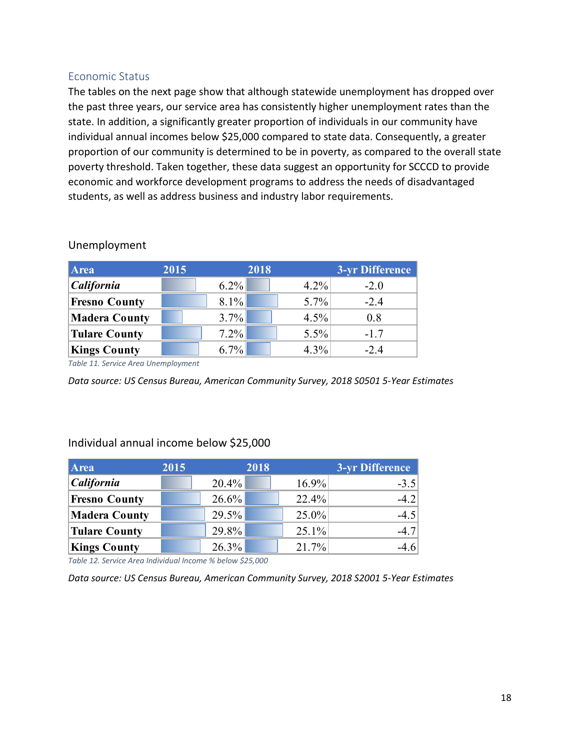## Economic Status

The tables on the next page show that although statewide unemployment has dropped over the past three years, our service area has consistently higher unemployment rates than the state. In addition, a significantly greater proportion of individuals in our community have individual annual incomes below $25,000 compared to state data. Consequently, a greater proportion of our community is determined to be in poverty, as compared to the overall state poverty threshold. Taken together, these data suggest an opportunity for SCCCD to provide economic and workforce development programs to address the needs of disadvantaged students, as well as address business and industry labor requirements.

### Unemployment

| Area | 2015 | 2018 | 3-yr Difference |
|---|---|---|---|
| *California* | 6.2% | 4.2% | -2.0 |
| **Fresno County** | 8.1% | 5.7% | -2.4 |
| **Madera County** | 3.7% | 4.5% | 0.8 |
| **Tulare County** | 7.2% | 5.5% | -1.7 |
| **Kings County** | 6.7% | 4.3% | -2.4 |

*Table 11. Service Area Unemployment*

*Data source: US Census Bureau, American Community Survey, 2018 S0501 5-Year Estimates*

### Individual annual income below $25,000

| Area | 2015 | 2018 | 3-yr Difference |
|---|---|---|---|
| *California* | 20.4% | 16.9% | -3.5 |
| **Fresno County** | 26.6% | 22.4% | -4.2 |
| **Madera County** | 29.5% | 25.0% | -4.5 |
| **Tulare County** | 29.8% | 25.1% | -4.7 |
| **Kings County** | 26.3% | 21.7% | -4.6 |

*Table 12. Service Area Individual Income % below $25,000*

*Data source: US Census Bureau, American Community Survey, 2018 S2001 5-Year Estimates*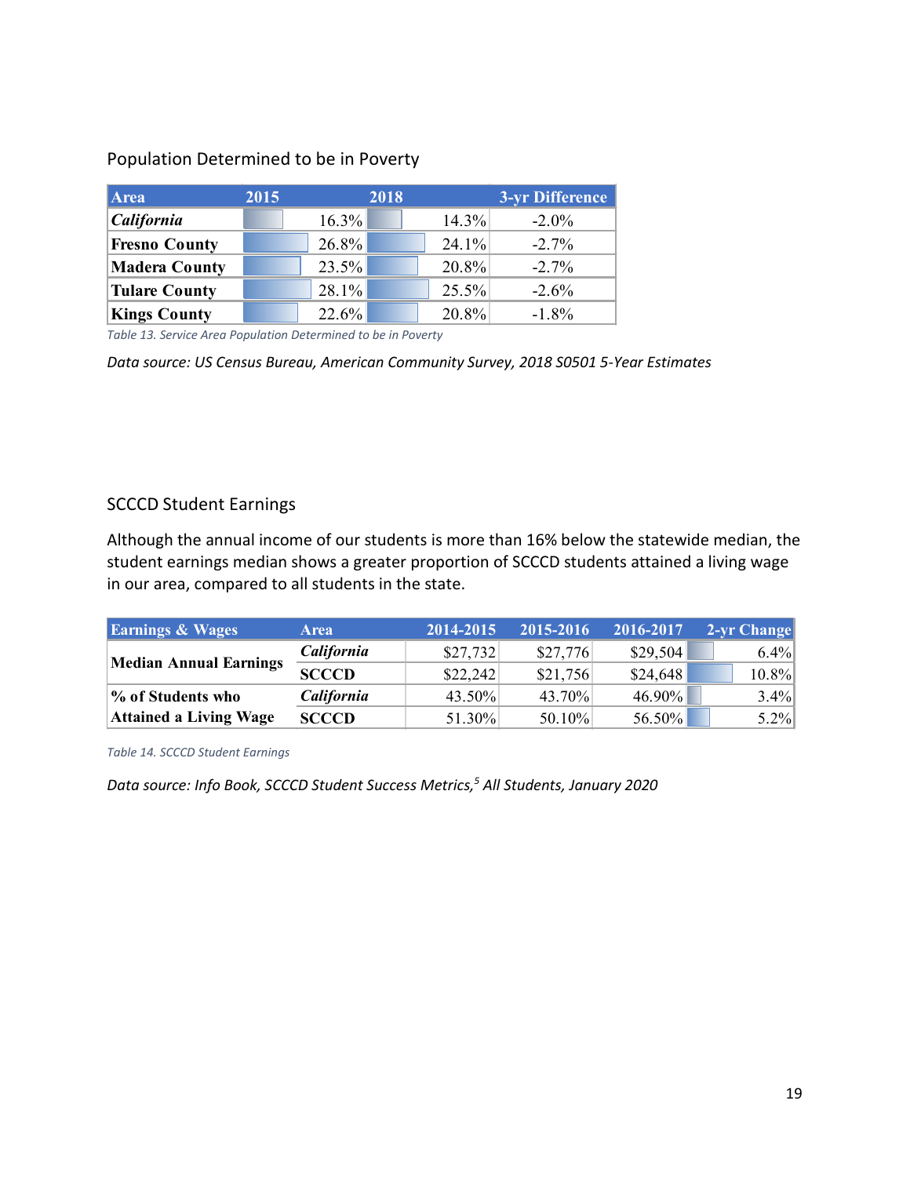## Population Determined to be in Poverty

| Area | 2015 | 2018 | 3-yr Difference |
|---|---|---|---|
| *California* | 16.3% | 14.3% | -2.0% |
| **Fresno County** | 26.8% | 24.1% | -2.7% |
| **Madera County** | 23.5% | 20.8% | -2.7% |
| **Tulare County** | 28.1% | 25.5% | -2.6% |
| **Kings County** | 22.6% | 20.8% | -1.8% |

*Table 13. Service Area Population Determined to be in Poverty*

*Data source: US Census Bureau, American Community Survey, 2018 S0501 5-Year Estimates*

## SCCCD Student Earnings

Although the annual income of our students is more than 16% below the statewide median, the student earnings median shows a greater proportion of SCCCD students attained a living wage in our area, compared to all students in the state.

| Earnings & Wages | Area | 2014-2015 | 2015-2016 | 2016-2017 | 2-yr Change |
|---|---|---|---|---|---|
| **Median Annual Earnings** | *California* | $27,732 | $27,776 | $29,504 | 6.4% |
| | **SCCCD** | $22,242 | $21,756 | $24,648 | 10.8% |
| **% of Students who Attained a Living Wage** | *California* | 43.50% | 43.70% | 46.90% | 3.4% |
| | **SCCCD** | 51.30% | 50.10% | 56.50% | 5.2% |

*Table 14. SCCCD Student Earnings*

*Data source: Info Book, SCCCD Student Success Metrics,[5] All Students, January 2020*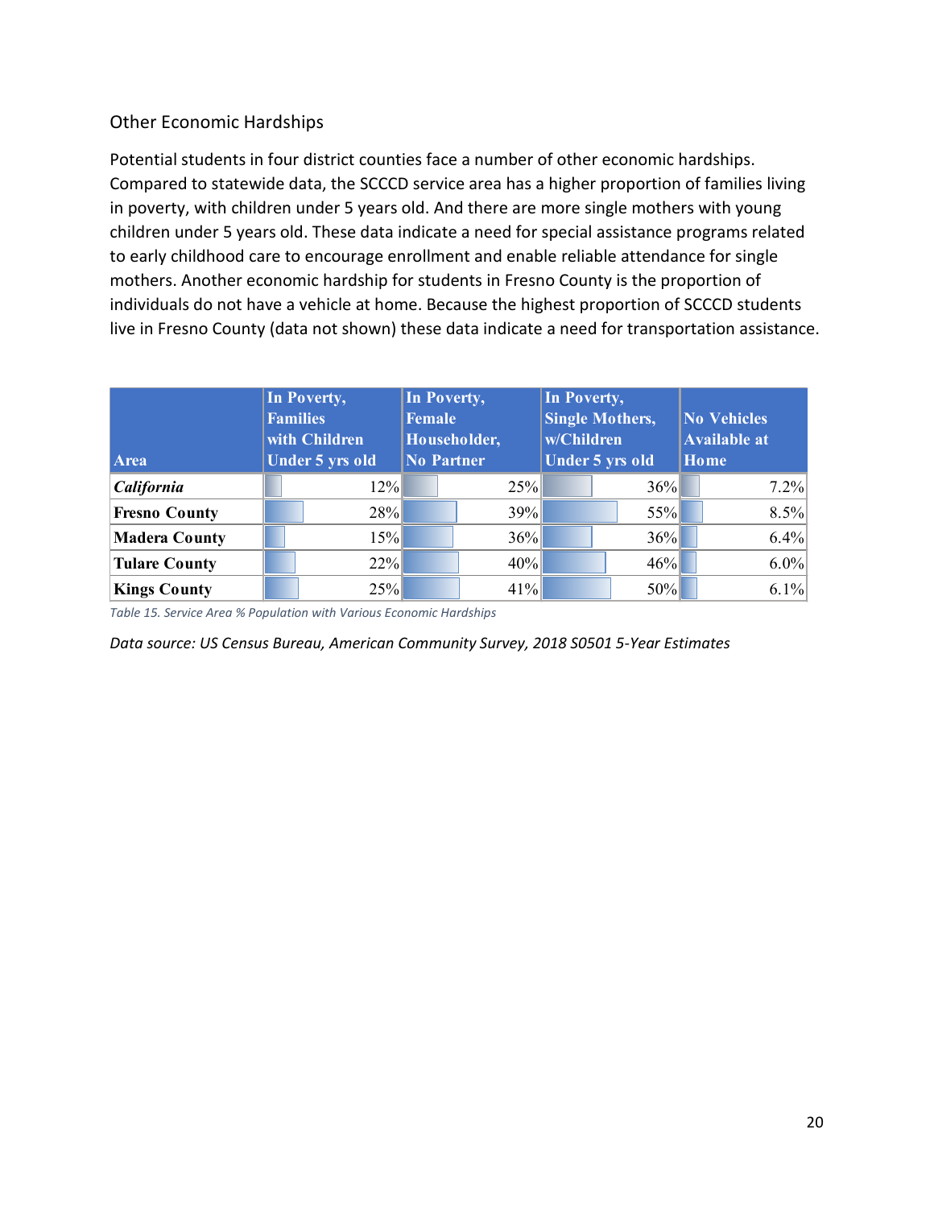## Other Economic Hardships

Potential students in four district counties face a number of other economic hardships. Compared to statewide data, the SCCCD service area has a higher proportion of families living in poverty, with children under 5 years old. And there are more single mothers with young children under 5 years old. These data indicate a need for special assistance programs related to early childhood care to encourage enrollment and enable reliable attendance for single mothers. Another economic hardship for students in Fresno County is the proportion of individuals do not have a vehicle at home. Because the highest proportion of SCCCD students live in Fresno County (data not shown) these data indicate a need for transportation assistance.

| Area | In Poverty, Families with Children Under 5 yrs old | In Poverty, Female Householder, No Partner | In Poverty, Single Mothers, w/Children Under 5 yrs old | No Vehicles Available at Home |
|---|---|---|---|---|
| *California* | 12% | 25% | 36% | 7.2% |
| Fresno County | 28% | 39% | 55% | 8.5% |
| Madera County | 15% | 36% | 36% | 6.4% |
| Tulare County | 22% | 40% | 46% | 6.0% |
| Kings County | 25% | 41% | 50% | 6.1% |

*Table 15. Service Area % Population with Various Economic Hardships*

*Data source: US Census Bureau, American Community Survey, 2018 S0501 5-Year Estimates*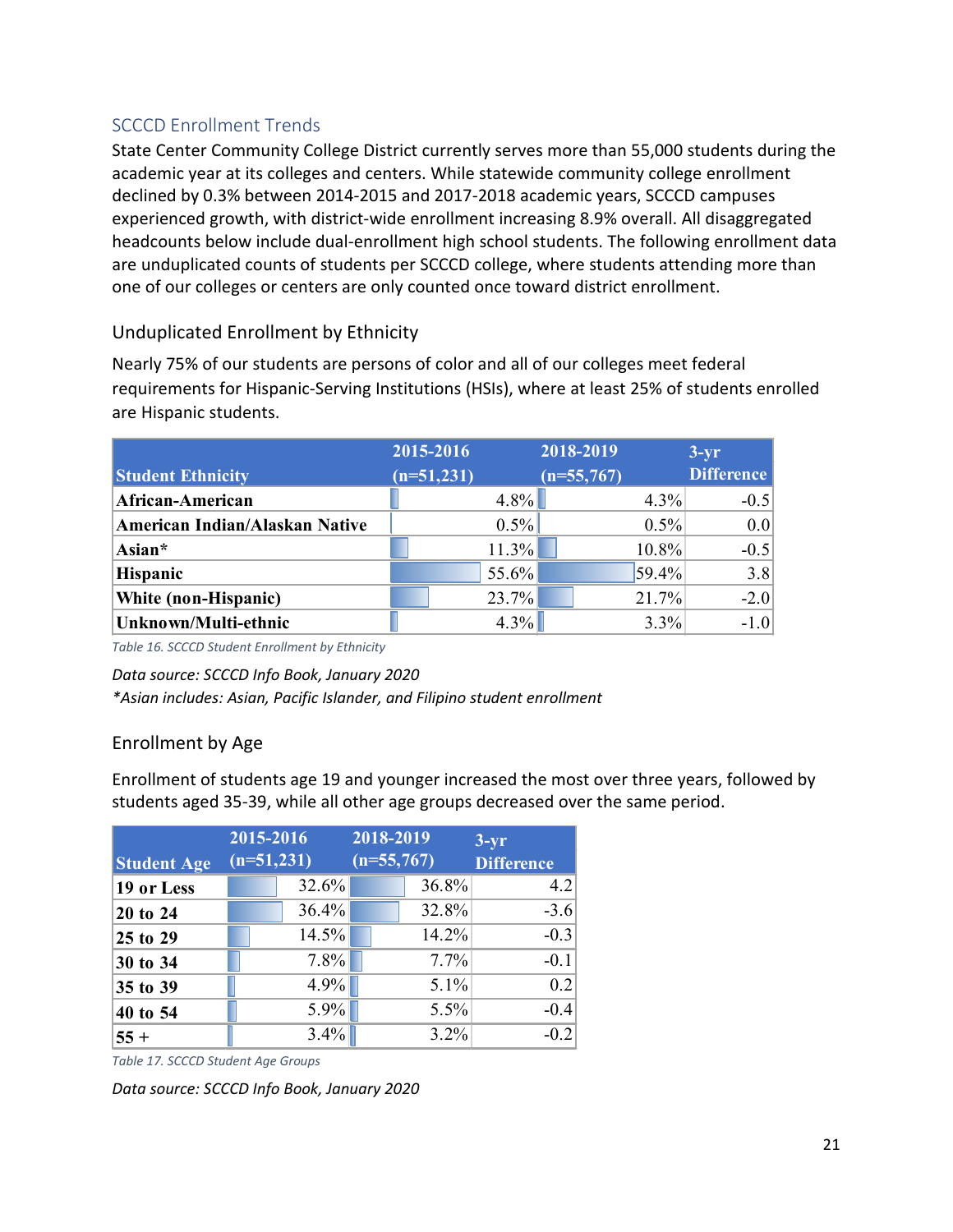## SCCCD Enrollment Trends

State Center Community College District currently serves more than 55,000 students during the academic year at its colleges and centers. While statewide community college enrollment declined by 0.3% between 2014-2015 and 2017-2018 academic years, SCCCD campuses experienced growth, with district-wide enrollment increasing 8.9% overall. All disaggregated headcounts below include dual-enrollment high school students. The following enrollment data are unduplicated counts of students per SCCCD college, where students attending more than one of our colleges or centers are only counted once toward district enrollment.

### Unduplicated Enrollment by Ethnicity

Nearly 75% of our students are persons of color and all of our colleges meet federal requirements for Hispanic-Serving Institutions (HSIs), where at least 25% of students enrolled are Hispanic students.

| Student Ethnicity | 2015-2016 (n=51,231) | 2018-2019 (n=55,767) | 3-yr Difference |
|---|---|---|---|
| African-American | 4.8% | 4.3% | -0.5 |
| American Indian/Alaskan Native | 0.5% | 0.5% | 0.0 |
| Asian* | 11.3% | 10.8% | -0.5 |
| Hispanic | 55.6% | 59.4% | 3.8 |
| White (non-Hispanic) | 23.7% | 21.7% | -2.0 |
| Unknown/Multi-ethnic | 4.3% | 3.3% | -1.0 |

Table 16. SCCCD Student Enrollment by Ethnicity

*Data source: SCCCD Info Book, January 2020*
**Asian includes: Asian, Pacific Islander, and Filipino student enrollment*

### Enrollment by Age

Enrollment of students age 19 and younger increased the most over three years, followed by students aged 35-39, while all other age groups decreased over the same period.

| Student Age | 2015-2016 (n=51,231) | 2018-2019 (n=55,767) | 3-yr Difference |
|---|---|---|---|
| 19 or Less | 32.6% | 36.8% | 4.2 |
| 20 to 24 | 36.4% | 32.8% | -3.6 |
| 25 to 29 | 14.5% | 14.2% | -0.3 |
| 30 to 34 | 7.8% | 7.7% | -0.1 |
| 35 to 39 | 4.9% | 5.1% | 0.2 |
| 40 to 54 | 5.9% | 5.5% | -0.4 |
| 55 + | 3.4% | 3.2% | -0.2 |

Table 17. SCCCD Student Age Groups

*Data source: SCCCD Info Book, January 2020*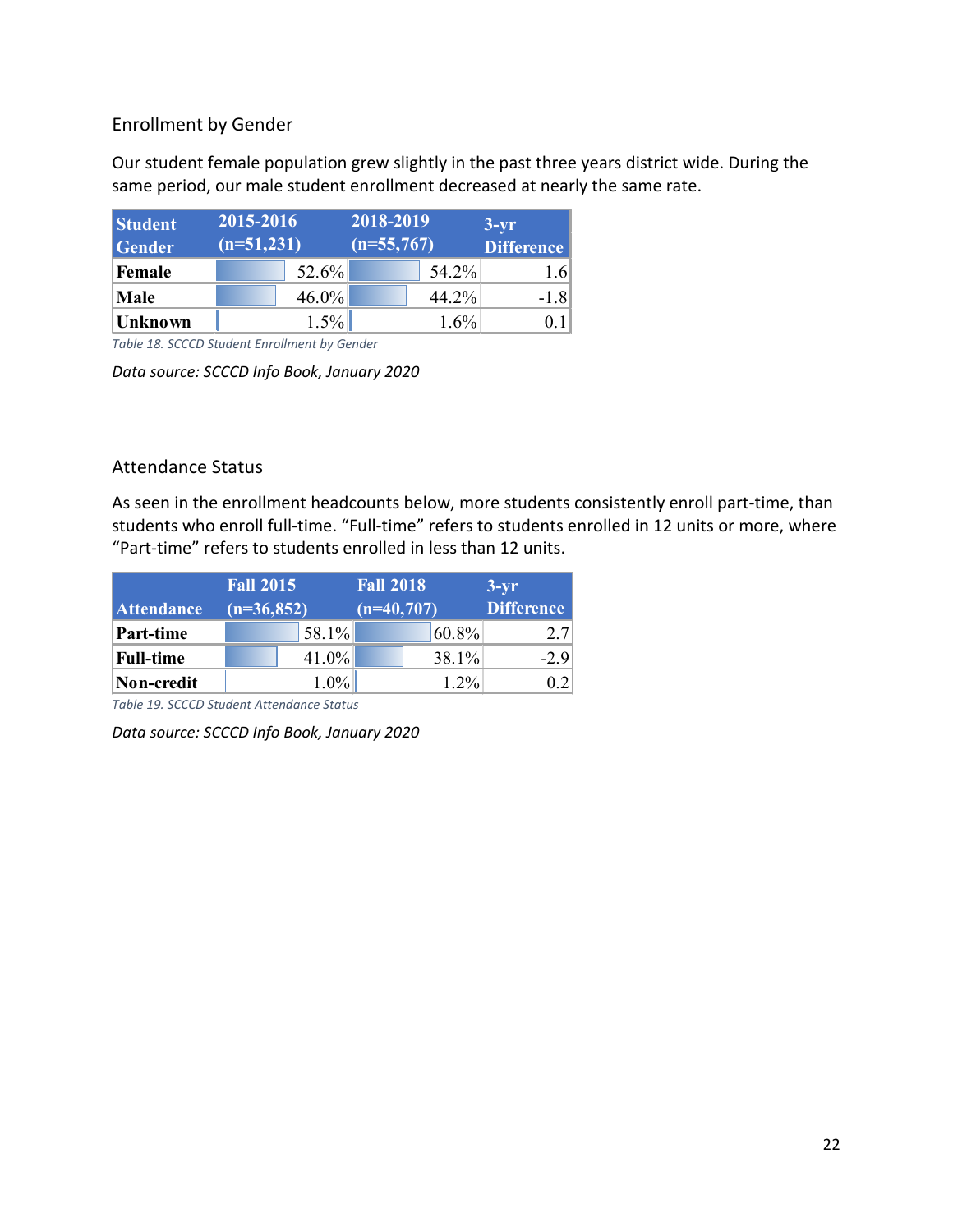## Enrollment by Gender

Our student female population grew slightly in the past three years district wide. During the same period, our male student enrollment decreased at nearly the same rate.

| Student Gender | 2015-2016 (n=51,231) | 2018-2019 (n=55,767) | 3-yr Difference |
|---|---|---|---|
| **Female** | 52.6% | 54.2% | 1.6 |
| **Male** | 46.0% | 44.2% | -1.8 |
| **Unknown** | 1.5% | 1.6% | 0.1 |

*Table 18. SCCCD Student Enrollment by Gender*

*Data source: SCCCD Info Book, January 2020*

## Attendance Status

As seen in the enrollment headcounts below, more students consistently enroll part-time, than students who enroll full-time. "Full-time" refers to students enrolled in 12 units or more, where "Part-time" refers to students enrolled in less than 12 units.

| Attendance | Fall 2015 (n=36,852) | Fall 2018 (n=40,707) | 3-yr Difference |
|---|---|---|---|
| **Part-time** | 58.1% | 60.8% | 2.7 |
| **Full-time** | 41.0% | 38.1% | -2.9 |
| **Non-credit** | 1.0% | 1.2% | 0.2 |

*Table 19. SCCCD Student Attendance Status*

*Data source: SCCCD Info Book, January 2020*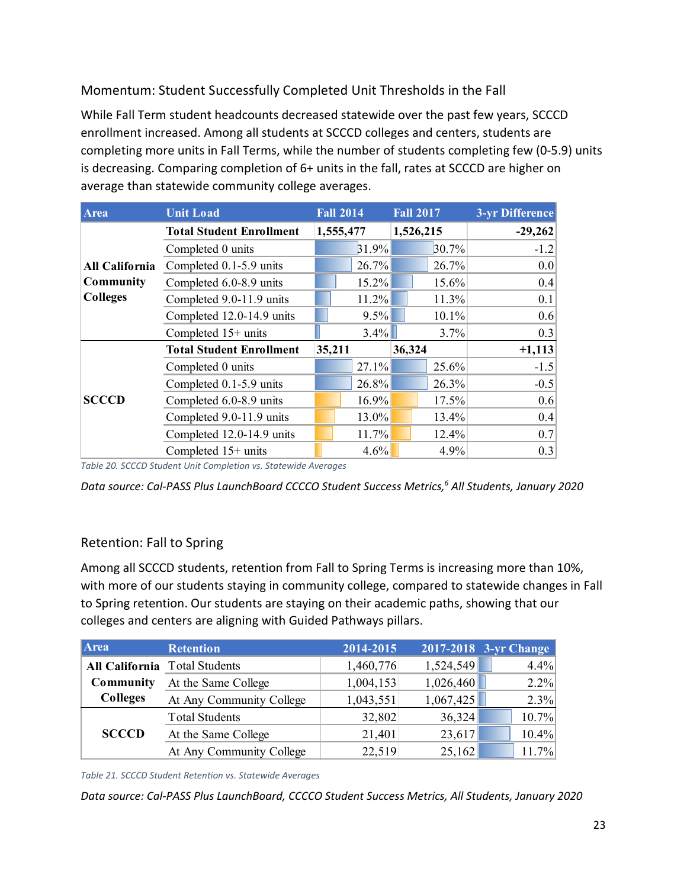### Momentum: Student Successfully Completed Unit Thresholds in the Fall

While Fall Term student headcounts decreased statewide over the past few years, SCCCD enrollment increased. Among all students at SCCCD colleges and centers, students are completing more units in Fall Terms, while the number of students completing few (0-5.9) units is decreasing. Comparing completion of 6+ units in the fall, rates at SCCCD are higher on average than statewide community college averages.

| Area | Unit Load | Fall 2014 | Fall 2017 | 3-yr Difference |
|---|---|---|---|---|
| All California Community Colleges | **Total Student Enrollment** | **1,555,477** | **1,526,215** | **-29,262** |
| | Completed 0 units | 31.9% | 30.7% | -1.2 |
| | Completed 0.1-5.9 units | 26.7% | 26.7% | 0.0 |
| | Completed 6.0-8.9 units | 15.2% | 15.6% | 0.4 |
| | Completed 9.0-11.9 units | 11.2% | 11.3% | 0.1 |
| | Completed 12.0-14.9 units | 9.5% | 10.1% | 0.6 |
| | Completed 15+ units | 3.4% | 3.7% | 0.3 |
| SCCCD | **Total Student Enrollment** | **35,211** | **36,324** | **+1,113** |
| | Completed 0 units | 27.1% | 25.6% | -1.5 |
| | Completed 0.1-5.9 units | 26.8% | 26.3% | -0.5 |
| | Completed 6.0-8.9 units | 16.9% | 17.5% | 0.6 |
| | Completed 9.0-11.9 units | 13.0% | 13.4% | 0.4 |
| | Completed 12.0-14.9 units | 11.7% | 12.4% | 0.7 |
| | Completed 15+ units | 4.6% | 4.9% | 0.3 |

*Table 20. SCCCD Student Unit Completion vs. Statewide Averages*

*Data source: Cal-PASS Plus LaunchBoard CCCCO Student Success Metrics,[6] All Students, January 2020*

### Retention: Fall to Spring

Among all SCCCD students, retention from Fall to Spring Terms is increasing more than 10%, with more of our students staying in community college, compared to statewide changes in Fall to Spring retention. Our students are staying on their academic paths, showing that our colleges and centers are aligning with Guided Pathways pillars.

| Area | Retention | 2014-2015 | 2017-2018 | 3-yr Change |
|---|---|---|---|---|
| All California Community Colleges | Total Students | 1,460,776 | 1,524,549 | 4.4% |
| | At the Same College | 1,004,153 | 1,026,460 | 2.2% |
| | At Any Community College | 1,043,551 | 1,067,425 | 2.3% |
| SCCCD | Total Students | 32,802 | 36,324 | 10.7% |
| | At the Same College | 21,401 | 23,617 | 10.4% |
| | At Any Community College | 22,519 | 25,162 | 11.7% |

*Table 21. SCCCD Student Retention vs. Statewide Averages*

*Data source: Cal-PASS Plus LaunchBoard, CCCCO Student Success Metrics, All Students, January 2020*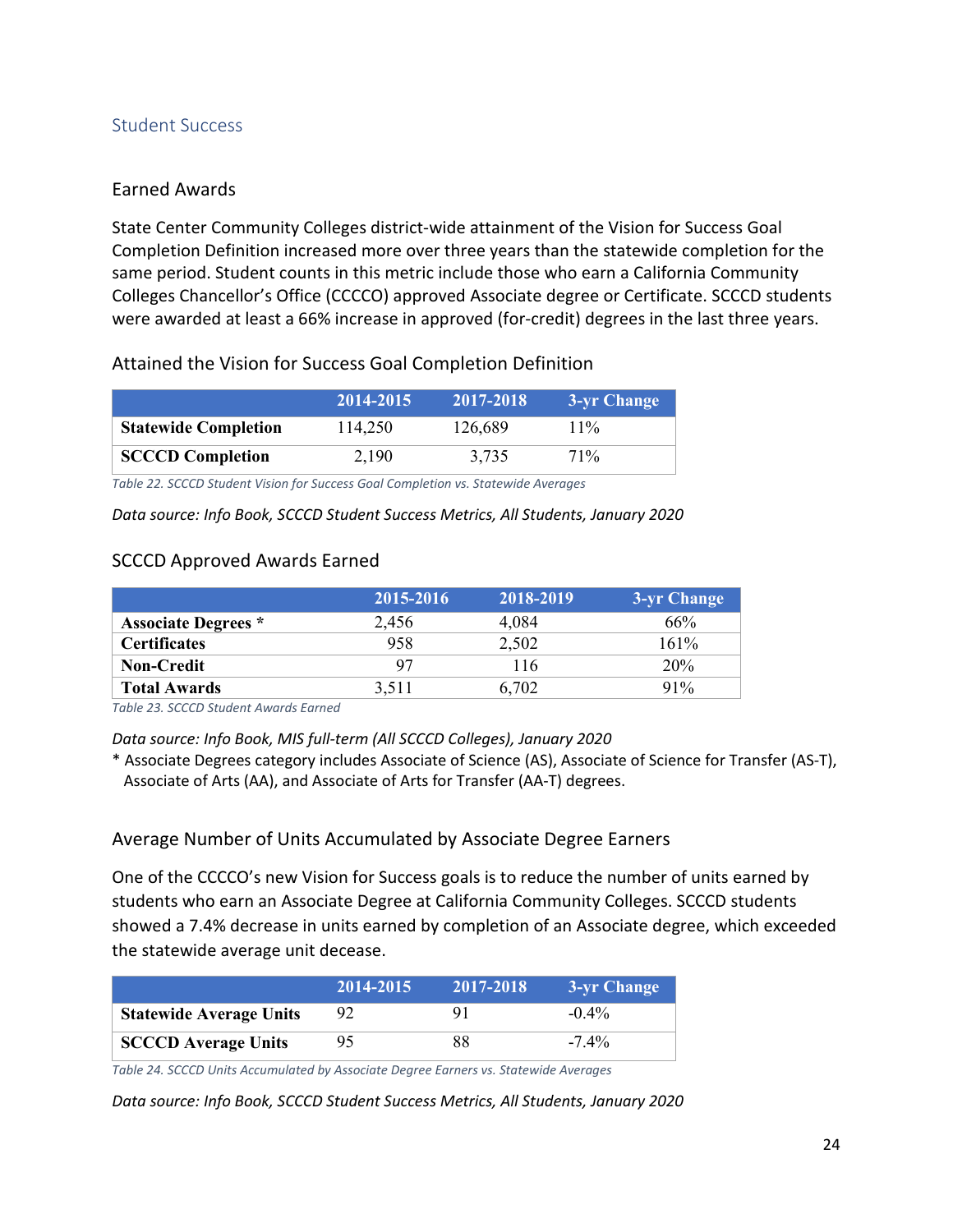## Student Success

### Earned Awards

State Center Community Colleges district-wide attainment of the Vision for Success Goal Completion Definition increased more over three years than the statewide completion for the same period. Student counts in this metric include those who earn a California Community Colleges Chancellor's Office (CCCCO) approved Associate degree or Certificate. SCCCD students were awarded at least a 66% increase in approved (for-credit) degrees in the last three years.

#### Attained the Vision for Success Goal Completion Definition

| | 2014-2015 | 2017-2018 | 3-yr Change |
|---|---|---|---|
| **Statewide Completion** | 114,250 | 126,689 | 11% |
| **SCCCD Completion** | 2,190 | 3,735 | 71% |

*Table 22. SCCCD Student Vision for Success Goal Completion vs. Statewide Averages*

*Data source: Info Book, SCCCD Student Success Metrics, All Students, January 2020*

#### SCCCD Approved Awards Earned

| | 2015-2016 | 2018-2019 | 3-yr Change |
|---|---|---|---|
| **Associate Degrees *** | 2,456 | 4,084 | 66% |
| **Certificates** | 958 | 2,502 | 161% |
| **Non-Credit** | 97 | 116 | 20% |
| **Total Awards** | 3,511 | 6,702 | 91% |

*Table 23. SCCCD Student Awards Earned*

*Data source: Info Book, MIS full-term (All SCCCD Colleges), January 2020*

\* Associate Degrees category includes Associate of Science (AS), Associate of Science for Transfer (AS-T), Associate of Arts (AA), and Associate of Arts for Transfer (AA-T) degrees.

### Average Number of Units Accumulated by Associate Degree Earners

One of the CCCCO's new Vision for Success goals is to reduce the number of units earned by students who earn an Associate Degree at California Community Colleges. SCCCD students showed a 7.4% decrease in units earned by completion of an Associate degree, which exceeded the statewide average unit decease.

| | 2014-2015 | 2017-2018 | 3-yr Change |
|---|---|---|---|
| **Statewide Average Units** | 92 | 91 | -0.4% |
| **SCCCD Average Units** | 95 | 88 | -7.4% |

*Table 24. SCCCD Units Accumulated by Associate Degree Earners vs. Statewide Averages*

*Data source: Info Book, SCCCD Student Success Metrics, All Students, January 2020*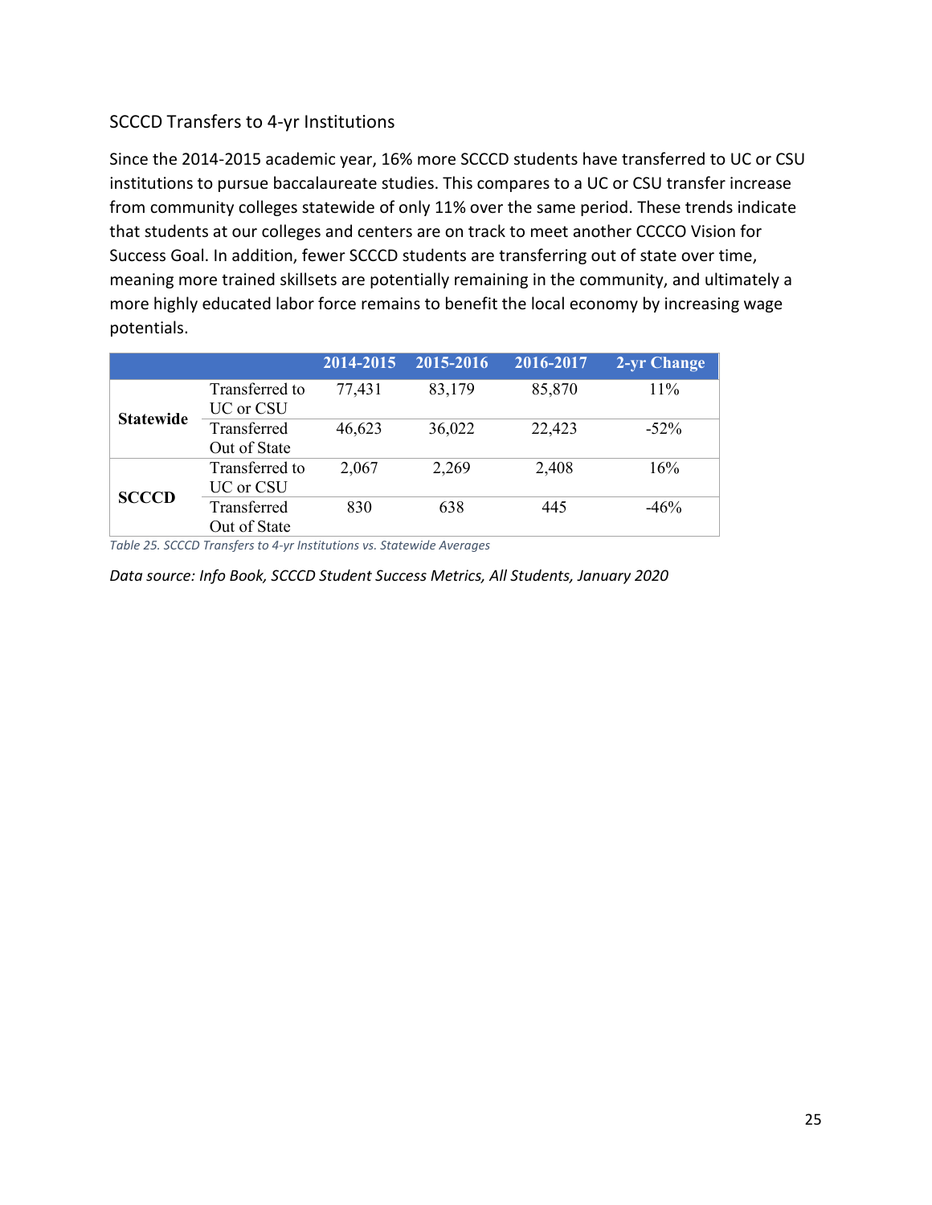## SCCCD Transfers to 4-yr Institutions

Since the 2014-2015 academic year, 16% more SCCCD students have transferred to UC or CSU institutions to pursue baccalaureate studies. This compares to a UC or CSU transfer increase from community colleges statewide of only 11% over the same period. These trends indicate that students at our colleges and centers are on track to meet another CCCCO Vision for Success Goal. In addition, fewer SCCCD students are transferring out of state over time, meaning more trained skillsets are potentially remaining in the community, and ultimately a more highly educated labor force remains to benefit the local economy by increasing wage potentials.

| | | 2014-2015 | 2015-2016 | 2016-2017 | 2-yr Change |
|---|---|---|---|---|---|
| **Statewide** | Transferred to UC or CSU | 77,431 | 83,179 | 85,870 | 11% |
| | Transferred Out of State | 46,623 | 36,022 | 22,423 | -52% |
| **SCCCD** | Transferred to UC or CSU | 2,067 | 2,269 | 2,408 | 16% |
| | Transferred Out of State | 830 | 638 | 445 | -46% |

*Table 25. SCCCD Transfers to 4-yr Institutions vs. Statewide Averages*

*Data source: Info Book, SCCCD Student Success Metrics, All Students, January 2020*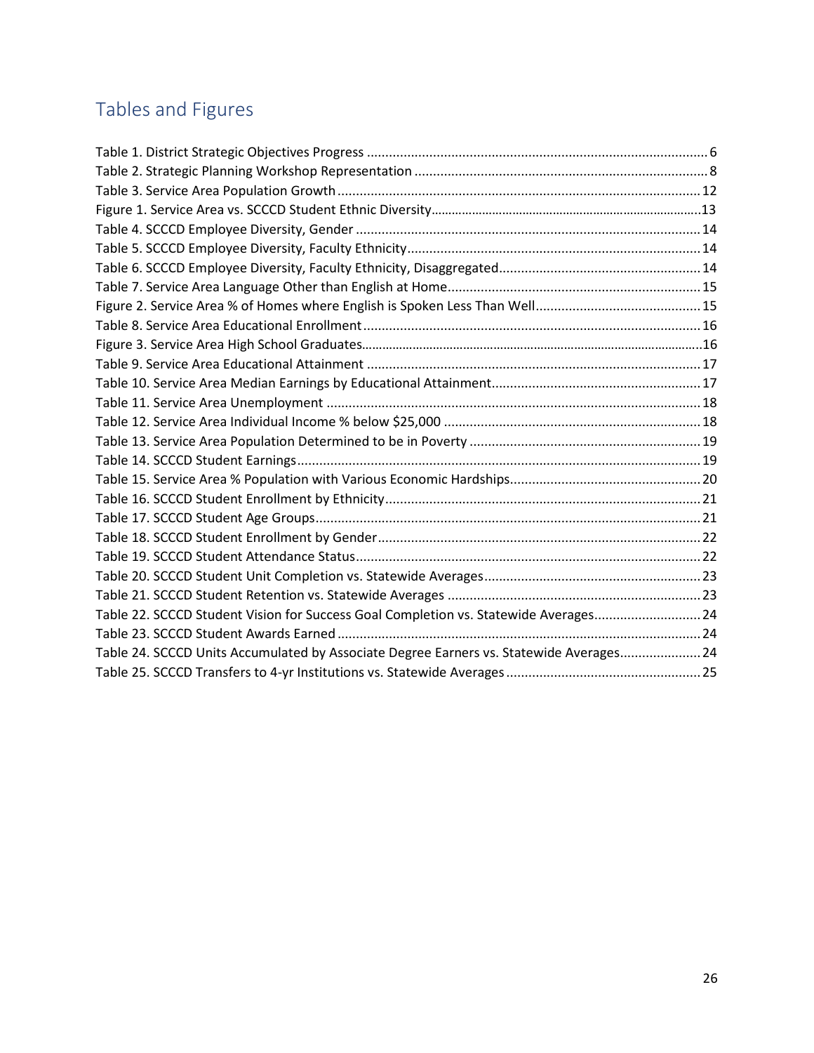## Tables and Figures

Table 1. District Strategic Objectives Progress ............................................................................................ 6
Table 2. Strategic Planning Workshop Representation ............................................................................... 8
Table 3. Service Area Population Growth .................................................................................................. 12
Figure 1. Service Area vs. SCCCD Student Ethnic Diversity ..................................................................... 13
Table 4. SCCCD Employee Diversity, Gender ............................................................................................ 14
Table 5. SCCCD Employee Diversity, Faculty Ethnicity ............................................................................... 14
Table 6. SCCCD Employee Diversity, Faculty Ethnicity, Disaggregated ...................................................... 14
Table 7. Service Area Language Other than English at Home .................................................................... 15
Figure 2. Service Area % of Homes where English is Spoken Less Than Well ............................................ 15
Table 8. Service Area Educational Enrollment ........................................................................................... 16
Figure 3. Service Area High School Graduates ........................................................................................... 16
Table 9. Service Area Educational Attainment .......................................................................................... 17
Table 10. Service Area Median Earnings by Educational Attainment ........................................................ 17
Table 11. Service Area Unemployment ..................................................................................................... 18
Table 12. Service Area Individual Income % below $25,000 ..................................................................... 18
Table 13. Service Area Population Determined to be in Poverty .............................................................. 19
Table 14. SCCCD Student Earnings ............................................................................................................ 19
Table 15. Service Area % Population with Various Economic Hardships ................................................... 20
Table 16. SCCCD Student Enrollment by Ethnicity ..................................................................................... 21
Table 17. SCCCD Student Age Groups ........................................................................................................ 21
Table 18. SCCCD Student Enrollment by Gender ....................................................................................... 22
Table 19. SCCCD Student Attendance Status ............................................................................................. 22
Table 20. SCCCD Student Unit Completion vs. Statewide Averages .......................................................... 23
Table 21. SCCCD Student Retention vs. Statewide Averages .................................................................... 23
Table 22. SCCCD Student Vision for Success Goal Completion vs. Statewide Averages ............................ 24
Table 23. SCCCD Student Awards Earned .................................................................................................. 24
Table 24. SCCCD Units Accumulated by Associate Degree Earners vs. Statewide Averages ...................... 24
Table 25. SCCCD Transfers to 4-yr Institutions vs. Statewide Averages .................................................... 25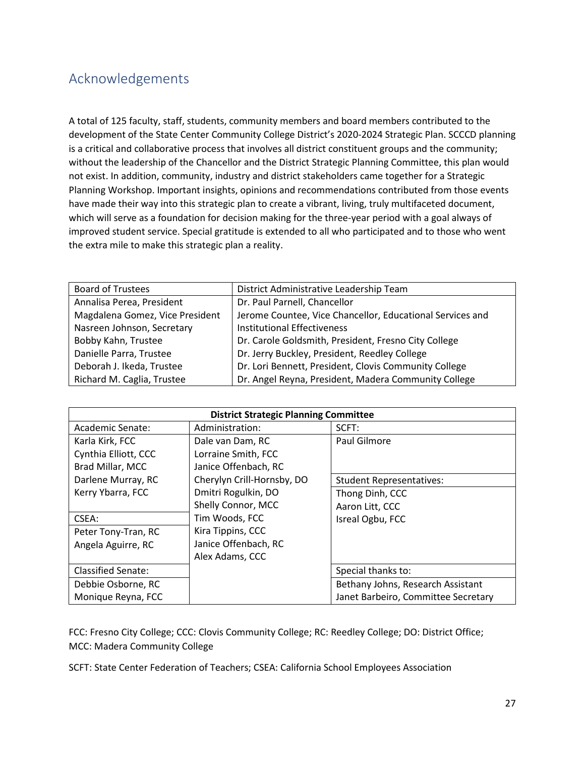## Acknowledgements

A total of 125 faculty, staff, students, community members and board members contributed to the development of the State Center Community College District's 2020-2024 Strategic Plan. SCCCD planning is a critical and collaborative process that involves all district constituent groups and the community; without the leadership of the Chancellor and the District Strategic Planning Committee, this plan would not exist. In addition, community, industry and district stakeholders came together for a Strategic Planning Workshop. Important insights, opinions and recommendations contributed from those events have made their way into this strategic plan to create a vibrant, living, truly multifaceted document, which will serve as a foundation for decision making for the three-year period with a goal always of improved student service. Special gratitude is extended to all who participated and to those who went the extra mile to make this strategic plan a reality.

| Board of Trustees | District Administrative Leadership Team |
|---|---|
| Annalisa Perea, President | Dr. Paul Parnell, Chancellor |
| Magdalena Gomez, Vice President | Jerome Countee, Vice Chancellor, Educational Services and |
| Nasreen Johnson, Secretary | Institutional Effectiveness |
| Bobby Kahn, Trustee | Dr. Carole Goldsmith, President, Fresno City College |
| Danielle Parra, Trustee | Dr. Jerry Buckley, President, Reedley College |
| Deborah J. Ikeda, Trustee | Dr. Lori Bennett, President, Clovis Community College |
| Richard M. Caglia, Trustee | Dr. Angel Reyna, President, Madera Community College |

| **District Strategic Planning Committee** | | |
|---|---|---|
| Academic Senate: | Administration: | SCFT: |
| Karla Kirk, FCC | Dale van Dam, RC | Paul Gilmore |
| Cynthia Elliott, CCC | Lorraine Smith, FCC | |
| Brad Millar, MCC | Janice Offenbach, RC | |
| Darlene Murray, RC | Cherylyn Crill-Hornsby, DO | Student Representatives: |
| Kerry Ybarra, FCC | Dmitri Rogulkin, DO | Thong Dinh, CCC |
| | Shelly Connor, MCC | Aaron Litt, CCC |
| CSEA: | Tim Woods, FCC | Isreal Ogbu, FCC |
| Peter Tony-Tran, RC | Kira Tippins, CCC | |
| Angela Aguirre, RC | Janice Offenbach, RC | |
| | Alex Adams, CCC | |
| Classified Senate: | | Special thanks to: |
| Debbie Osborne, RC | | Bethany Johns, Research Assistant |
| Monique Reyna, FCC | | Janet Barbeiro, Committee Secretary |

FCC: Fresno City College; CCC: Clovis Community College; RC: Reedley College; DO: District Office; MCC: Madera Community College

SCFT: State Center Federation of Teachers; CSEA: California School Employees Association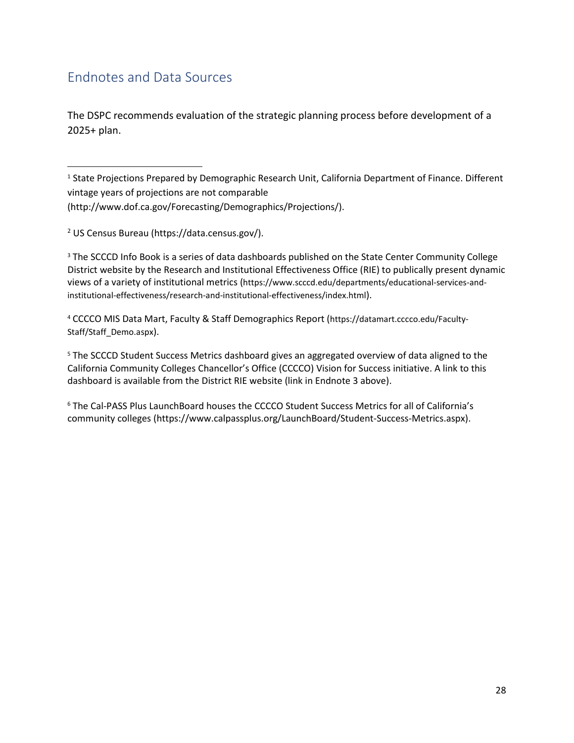## Endnotes and Data Sources

The DSPC recommends evaluation of the strategic planning process before development of a 2025+ plan.

[1] State Projections Prepared by Demographic Research Unit, California Department of Finance. Different vintage years of projections are not comparable (http://www.dof.ca.gov/Forecasting/Demographics/Projections/).

[2] US Census Bureau (https://data.census.gov/).

[3] The SCCCD Info Book is a series of data dashboards published on the State Center Community College District website by the Research and Institutional Effectiveness Office (RIE) to publically present dynamic views of a variety of institutional metrics (https://www.scccd.edu/departments/educational-services-and-institutional-effectiveness/research-and-institutional-effectiveness/index.html).

[4] CCCCO MIS Data Mart, Faculty & Staff Demographics Report (https://datamart.cccco.edu/Faculty-Staff/Staff_Demo.aspx).

[5] The SCCCD Student Success Metrics dashboard gives an aggregated overview of data aligned to the California Community Colleges Chancellor's Office (CCCCO) Vision for Success initiative. A link to this dashboard is available from the District RIE website (link in Endnote 3 above).

[6] The Cal-PASS Plus LaunchBoard houses the CCCCO Student Success Metrics for all of California's community colleges (https://www.calpassplus.org/LaunchBoard/Student-Success-Metrics.aspx).